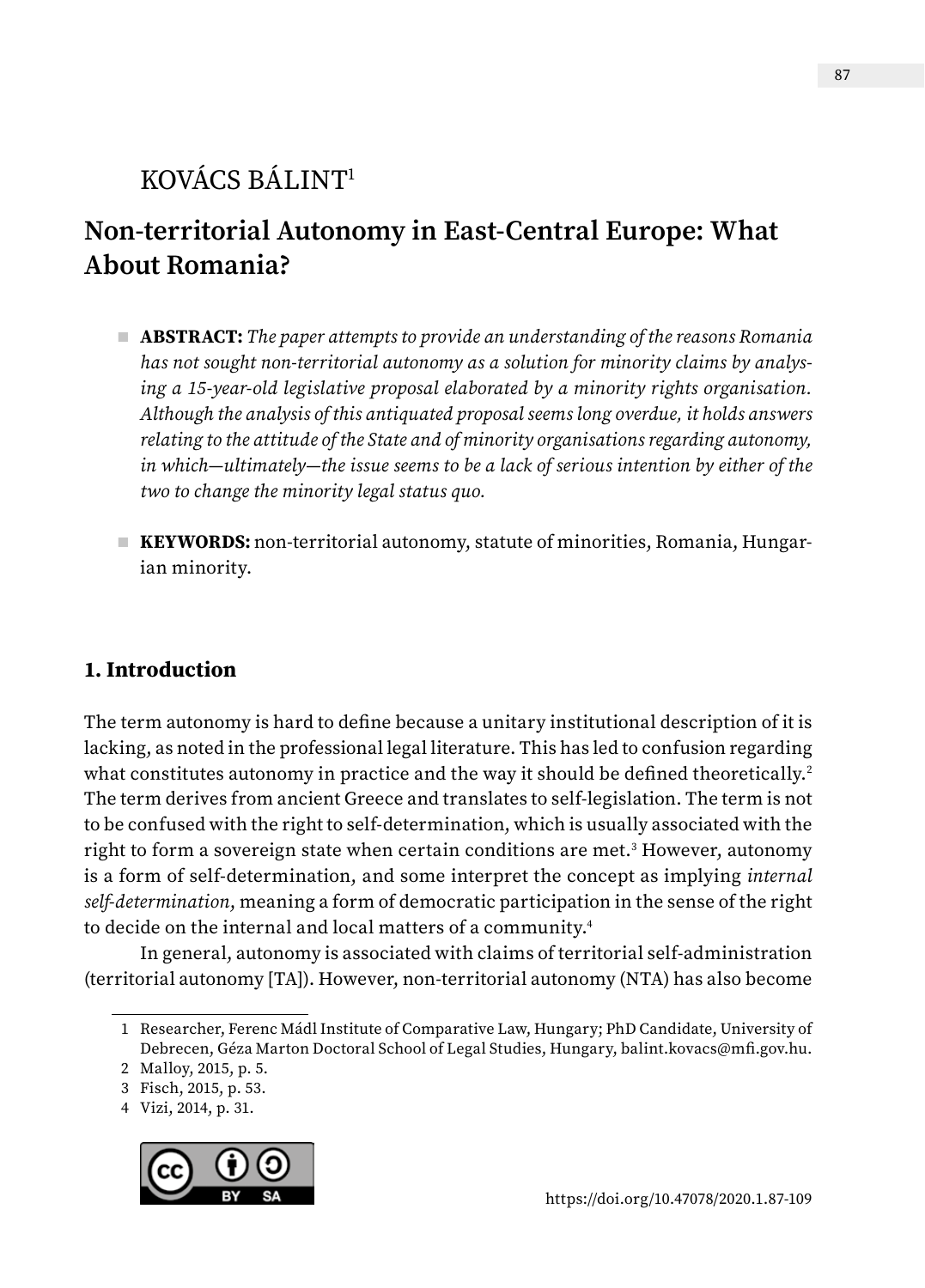# KOVÁCS BÁLINT[1]

## Non-territorial Autonomy in East-Central Europe: What About Romania?

- **ABSTRACT:** *The paper attempts to provide an understanding of the reasons Romania has not sought non-territorial autonomy as a solution for minority claims by analysing a 15-year-old legislative proposal elaborated by a minority rights organisation. Although the analysis of this antiquated proposal seems long overdue, it holds answers relating to the attitude of the State and of minority organisations regarding autonomy, in which—ultimately—the issue seems to be a lack of serious intention by either of the two to change the minority legal status quo.*

- **KEYWORDS:** non-territorial autonomy, statute of minorities, Romania, Hungarian minority.

### 1. Introduction

The term autonomy is hard to define because a unitary institutional description of it is lacking, as noted in the professional legal literature. This has led to confusion regarding what constitutes autonomy in practice and the way it should be defined theoretically.[2] The term derives from ancient Greece and translates to self-legislation. The term is not to be confused with the right to self-determination, which is usually associated with the right to form a sovereign state when certain conditions are met.[3] However, autonomy is a form of self-determination, and some interpret the concept as implying *internal self-determination*, meaning a form of democratic participation in the sense of the right to decide on the internal and local matters of a community.[4]

In general, autonomy is associated with claims of territorial self-administration (territorial autonomy [TA]). However, non-territorial autonomy (NTA) has also become

---

1 Researcher, Ferenc Mádl Institute of Comparative Law, Hungary; PhD Candidate, University of Debrecen, Géza Marton Doctoral School of Legal Studies, Hungary, balint.kovacs@mfi.gov.hu.

2 Malloy, 2015, p. 5.

3 Fisch, 2015, p. 53.

4 Vizi, 2014, p. 31.

https://doi.org/10.47078/2020.1.87-109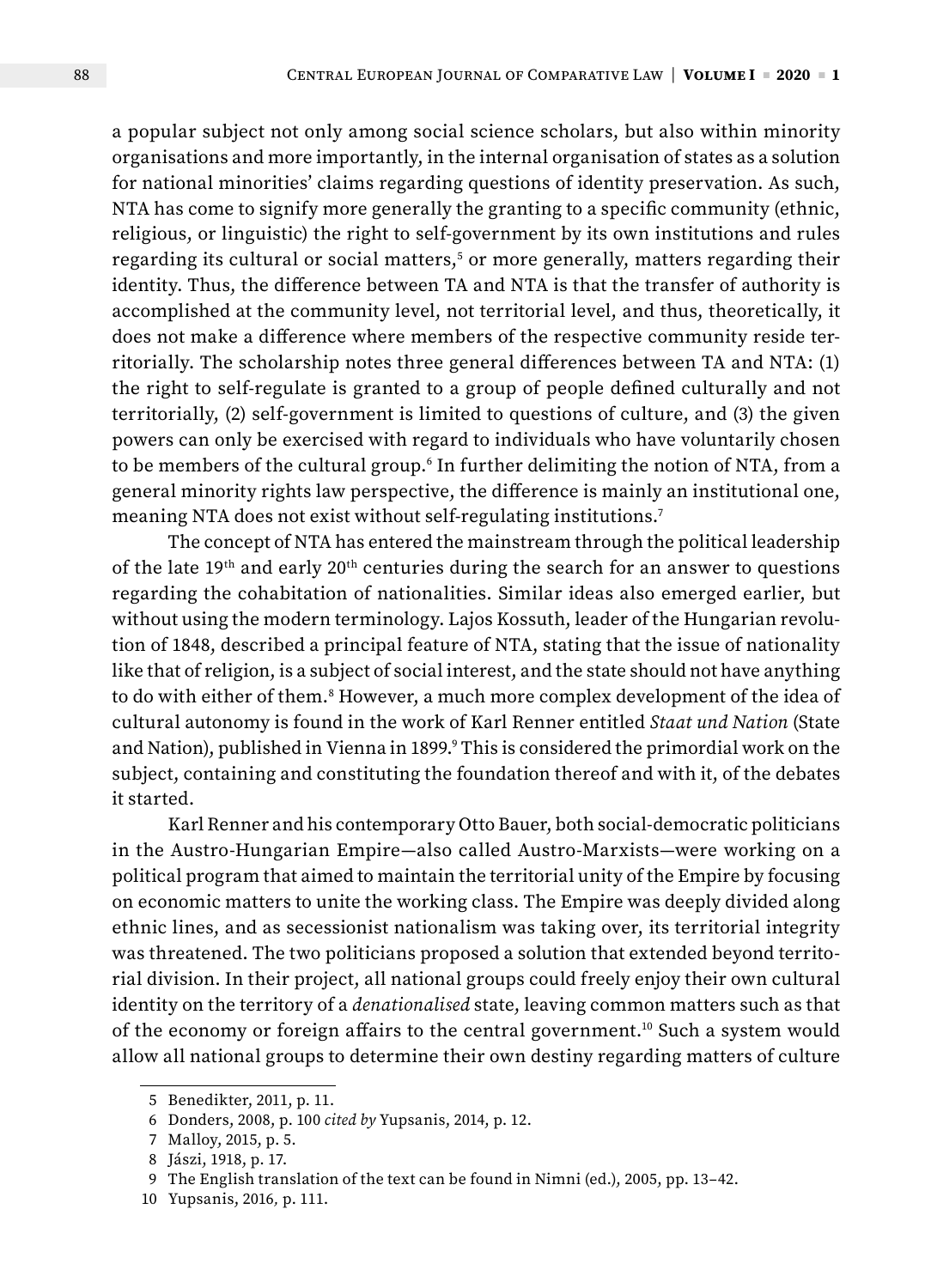a popular subject not only among social science scholars, but also within minority organisations and more importantly, in the internal organisation of states as a solution for national minorities' claims regarding questions of identity preservation. As such, NTA has come to signify more generally the granting to a specific community (ethnic, religious, or linguistic) the right to self-government by its own institutions and rules regarding its cultural or social matters,[5] or more generally, matters regarding their identity. Thus, the difference between TA and NTA is that the transfer of authority is accomplished at the community level, not territorial level, and thus, theoretically, it does not make a difference where members of the respective community reside territorially. The scholarship notes three general differences between TA and NTA: (1) the right to self-regulate is granted to a group of people defined culturally and not territorially, (2) self-government is limited to questions of culture, and (3) the given powers can only be exercised with regard to individuals who have voluntarily chosen to be members of the cultural group.[6] In further delimiting the notion of NTA, from a general minority rights law perspective, the difference is mainly an institutional one, meaning NTA does not exist without self-regulating institutions.[7]

The concept of NTA has entered the mainstream through the political leadership of the late 19th and early 20th centuries during the search for an answer to questions regarding the cohabitation of nationalities. Similar ideas also emerged earlier, but without using the modern terminology. Lajos Kossuth, leader of the Hungarian revolution of 1848, described a principal feature of NTA, stating that the issue of nationality like that of religion, is a subject of social interest, and the state should not have anything to do with either of them.[8] However, a much more complex development of the idea of cultural autonomy is found in the work of Karl Renner entitled *Staat und Nation* (State and Nation), published in Vienna in 1899.[9] This is considered the primordial work on the subject, containing and constituting the foundation thereof and with it, of the debates it started.

Karl Renner and his contemporary Otto Bauer, both social-democratic politicians in the Austro-Hungarian Empire—also called Austro-Marxists—were working on a political program that aimed to maintain the territorial unity of the Empire by focusing on economic matters to unite the working class. The Empire was deeply divided along ethnic lines, and as secessionist nationalism was taking over, its territorial integrity was threatened. The two politicians proposed a solution that extended beyond territorial division. In their project, all national groups could freely enjoy their own cultural identity on the territory of a *denationalised* state, leaving common matters such as that of the economy or foreign affairs to the central government.[10] Such a system would allow all national groups to determine their own destiny regarding matters of culture

5 Benedikter, 2011, p. 11.

6 Donders, 2008, p. 100 *cited by* Yupsanis, 2014, p. 12.

7 Malloy, 2015, p. 5.

8 Jászi, 1918, p. 17.

9 The English translation of the text can be found in Nimni (ed.), 2005, pp. 13–42.

10 Yupsanis, 2016, p. 111.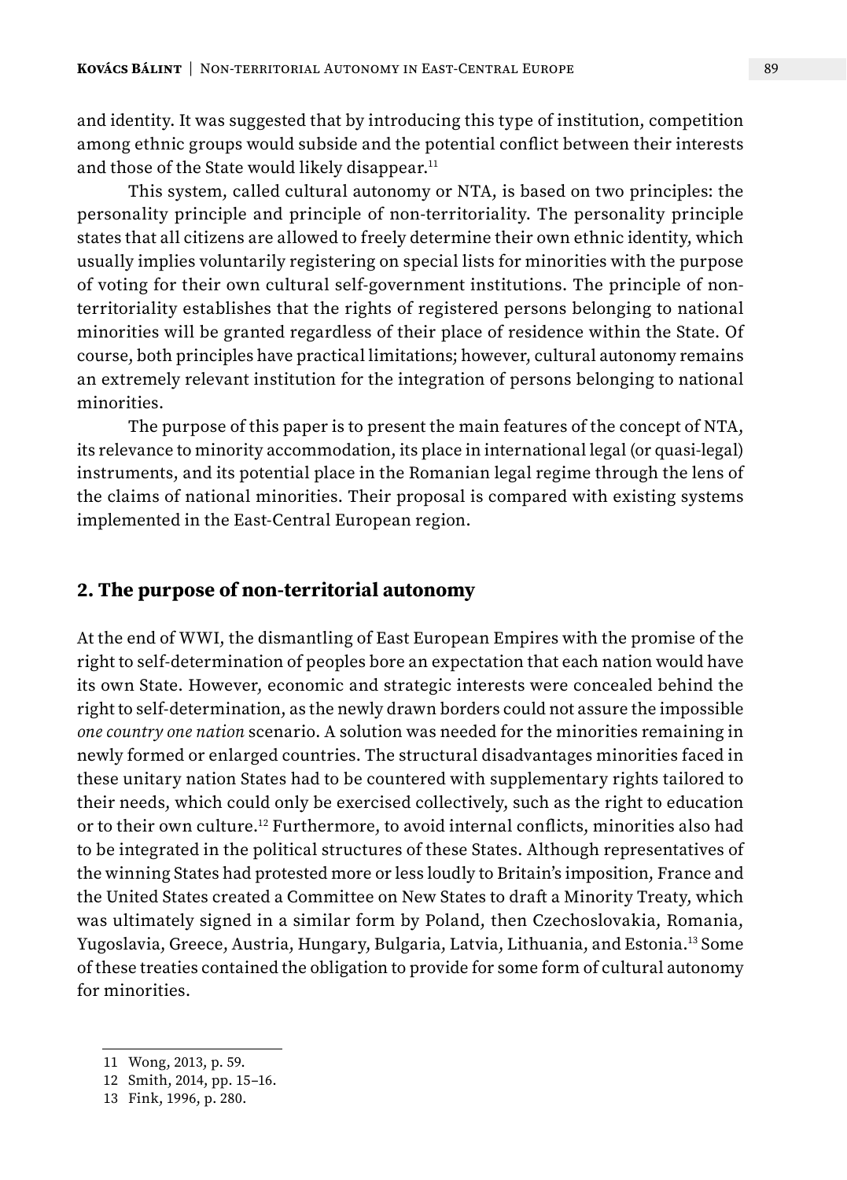and identity. It was suggested that by introducing this type of institution, competition among ethnic groups would subside and the potential conflict between their interests and those of the State would likely disappear.[11]

This system, called cultural autonomy or NTA, is based on two principles: the personality principle and principle of non-territoriality. The personality principle states that all citizens are allowed to freely determine their own ethnic identity, which usually implies voluntarily registering on special lists for minorities with the purpose of voting for their own cultural self-government institutions. The principle of non-territoriality establishes that the rights of registered persons belonging to national minorities will be granted regardless of their place of residence within the State. Of course, both principles have practical limitations; however, cultural autonomy remains an extremely relevant institution for the integration of persons belonging to national minorities.

The purpose of this paper is to present the main features of the concept of NTA, its relevance to minority accommodation, its place in international legal (or quasi-legal) instruments, and its potential place in the Romanian legal regime through the lens of the claims of national minorities. Their proposal is compared with existing systems implemented in the East-Central European region.

## 2. The purpose of non-territorial autonomy

At the end of WWI, the dismantling of East European Empires with the promise of the right to self-determination of peoples bore an expectation that each nation would have its own State. However, economic and strategic interests were concealed behind the right to self-determination, as the newly drawn borders could not assure the impossible *one country one nation* scenario. A solution was needed for the minorities remaining in newly formed or enlarged countries. The structural disadvantages minorities faced in these unitary nation States had to be countered with supplementary rights tailored to their needs, which could only be exercised collectively, such as the right to education or to their own culture.[12] Furthermore, to avoid internal conflicts, minorities also had to be integrated in the political structures of these States. Although representatives of the winning States had protested more or less loudly to Britain's imposition, France and the United States created a Committee on New States to draft a Minority Treaty, which was ultimately signed in a similar form by Poland, then Czechoslovakia, Romania, Yugoslavia, Greece, Austria, Hungary, Bulgaria, Latvia, Lithuania, and Estonia.[13] Some of these treaties contained the obligation to provide for some form of cultural autonomy for minorities.

---

11 Wong, 2013, p. 59.

12 Smith, 2014, pp. 15–16.

13 Fink, 1996, p. 280.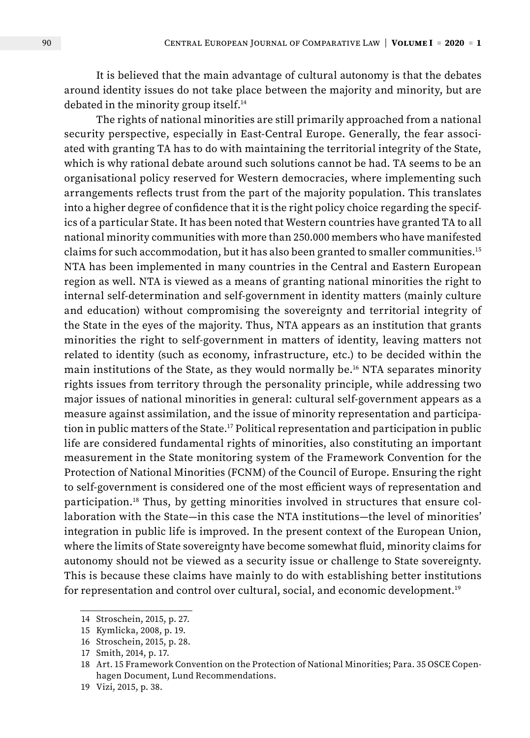It is believed that the main advantage of cultural autonomy is that the debates around identity issues do not take place between the majority and minority, but are debated in the minority group itself.[14]

The rights of national minorities are still primarily approached from a national security perspective, especially in East-Central Europe. Generally, the fear associated with granting TA has to do with maintaining the territorial integrity of the State, which is why rational debate around such solutions cannot be had. TA seems to be an organisational policy reserved for Western democracies, where implementing such arrangements reflects trust from the part of the majority population. This translates into a higher degree of confidence that it is the right policy choice regarding the specifics of a particular State. It has been noted that Western countries have granted TA to all national minority communities with more than 250.000 members who have manifested claims for such accommodation, but it has also been granted to smaller communities.[15] NTA has been implemented in many countries in the Central and Eastern European region as well. NTA is viewed as a means of granting national minorities the right to internal self-determination and self-government in identity matters (mainly culture and education) without compromising the sovereignty and territorial integrity of the State in the eyes of the majority. Thus, NTA appears as an institution that grants minorities the right to self-government in matters of identity, leaving matters not related to identity (such as economy, infrastructure, etc.) to be decided within the main institutions of the State, as they would normally be.[16] NTA separates minority rights issues from territory through the personality principle, while addressing two major issues of national minorities in general: cultural self-government appears as a measure against assimilation, and the issue of minority representation and participation in public matters of the State.[17] Political representation and participation in public life are considered fundamental rights of minorities, also constituting an important measurement in the State monitoring system of the Framework Convention for the Protection of National Minorities (FCNM) of the Council of Europe. Ensuring the right to self-government is considered one of the most efficient ways of representation and participation.[18] Thus, by getting minorities involved in structures that ensure collaboration with the State—in this case the NTA institutions—the level of minorities' integration in public life is improved. In the present context of the European Union, where the limits of State sovereignty have become somewhat fluid, minority claims for autonomy should not be viewed as a security issue or challenge to State sovereignty. This is because these claims have mainly to do with establishing better institutions for representation and control over cultural, social, and economic development.[19]

---

14 Stroschein, 2015, p. 27.

15 Kymlicka, 2008, p. 19.

16 Stroschein, 2015, p. 28.

17 Smith, 2014, p. 17.

18 Art. 15 Framework Convention on the Protection of National Minorities; Para. 35 OSCE Copenhagen Document, Lund Recommendations.

19 Vizi, 2015, p. 38.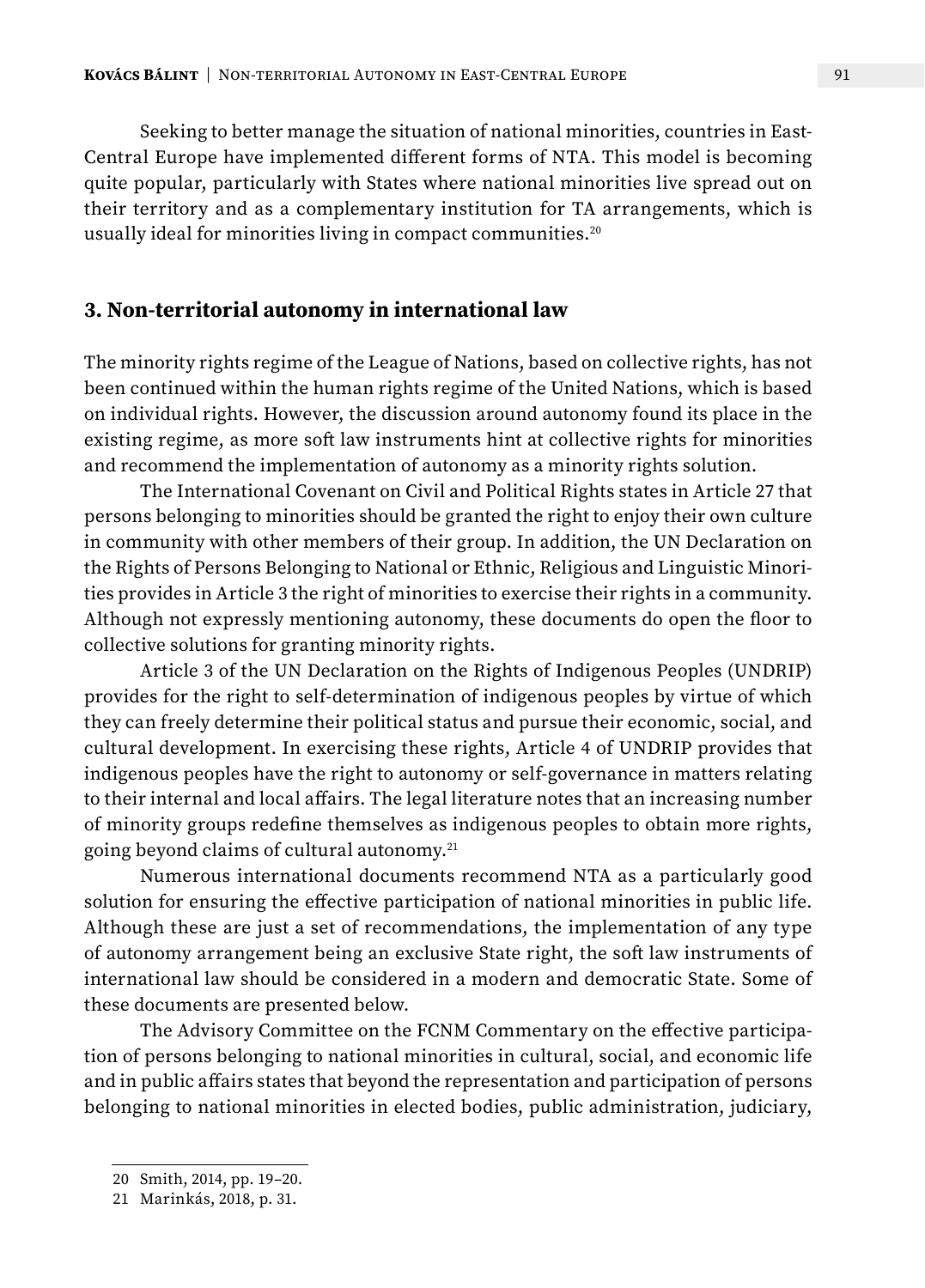Seeking to better manage the situation of national minorities, countries in East-Central Europe have implemented different forms of NTA. This model is becoming quite popular, particularly with States where national minorities live spread out on their territory and as a complementary institution for TA arrangements, which is usually ideal for minorities living in compact communities.[20]

## 3. Non-territorial autonomy in international law

The minority rights regime of the League of Nations, based on collective rights, has not been continued within the human rights regime of the United Nations, which is based on individual rights. However, the discussion around autonomy found its place in the existing regime, as more soft law instruments hint at collective rights for minorities and recommend the implementation of autonomy as a minority rights solution.

The International Covenant on Civil and Political Rights states in Article 27 that persons belonging to minorities should be granted the right to enjoy their own culture in community with other members of their group. In addition, the UN Declaration on the Rights of Persons Belonging to National or Ethnic, Religious and Linguistic Minorities provides in Article 3 the right of minorities to exercise their rights in a community. Although not expressly mentioning autonomy, these documents do open the floor to collective solutions for granting minority rights.

Article 3 of the UN Declaration on the Rights of Indigenous Peoples (UNDRIP) provides for the right to self-determination of indigenous peoples by virtue of which they can freely determine their political status and pursue their economic, social, and cultural development. In exercising these rights, Article 4 of UNDRIP provides that indigenous peoples have the right to autonomy or self-governance in matters relating to their internal and local affairs. The legal literature notes that an increasing number of minority groups redefine themselves as indigenous peoples to obtain more rights, going beyond claims of cultural autonomy.[21]

Numerous international documents recommend NTA as a particularly good solution for ensuring the effective participation of national minorities in public life. Although these are just a set of recommendations, the implementation of any type of autonomy arrangement being an exclusive State right, the soft law instruments of international law should be considered in a modern and democratic State. Some of these documents are presented below.

The Advisory Committee on the FCNM Commentary on the effective participation of persons belonging to national minorities in cultural, social, and economic life and in public affairs states that beyond the representation and participation of persons belonging to national minorities in elected bodies, public administration, judiciary,

---

20 Smith, 2014, pp. 19–20.

21 Marinkás, 2018, p. 31.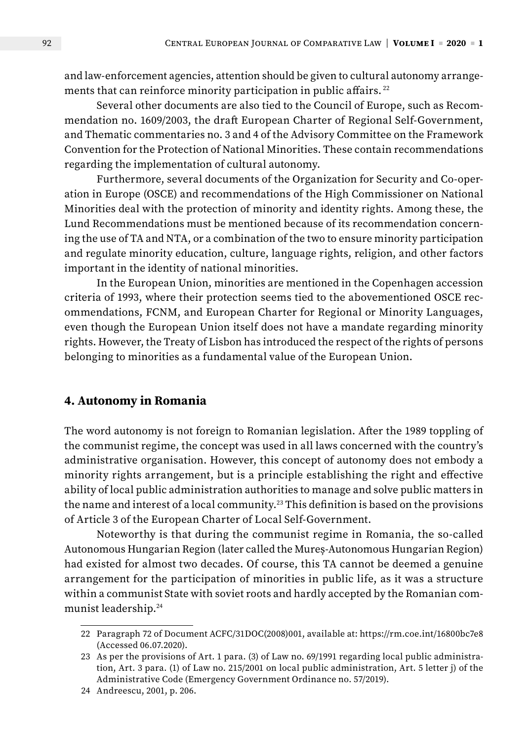and law-enforcement agencies, attention should be given to cultural autonomy arrangements that can reinforce minority participation in public affairs.[22]

Several other documents are also tied to the Council of Europe, such as Recommendation no. 1609/2003, the draft European Charter of Regional Self-Government, and Thematic commentaries no. 3 and 4 of the Advisory Committee on the Framework Convention for the Protection of National Minorities. These contain recommendations regarding the implementation of cultural autonomy.

Furthermore, several documents of the Organization for Security and Co-operation in Europe (OSCE) and recommendations of the High Commissioner on National Minorities deal with the protection of minority and identity rights. Among these, the Lund Recommendations must be mentioned because of its recommendation concerning the use of TA and NTA, or a combination of the two to ensure minority participation and regulate minority education, culture, language rights, religion, and other factors important in the identity of national minorities.

In the European Union, minorities are mentioned in the Copenhagen accession criteria of 1993, where their protection seems tied to the abovementioned OSCE recommendations, FCNM, and European Charter for Regional or Minority Languages, even though the European Union itself does not have a mandate regarding minority rights. However, the Treaty of Lisbon has introduced the respect of the rights of persons belonging to minorities as a fundamental value of the European Union.

## 4. Autonomy in Romania

The word autonomy is not foreign to Romanian legislation. After the 1989 toppling of the communist regime, the concept was used in all laws concerned with the country's administrative organisation. However, this concept of autonomy does not embody a minority rights arrangement, but is a principle establishing the right and effective ability of local public administration authorities to manage and solve public matters in the name and interest of a local community.[23] This definition is based on the provisions of Article 3 of the European Charter of Local Self-Government.

Noteworthy is that during the communist regime in Romania, the so-called Autonomous Hungarian Region (later called the Mureș-Autonomous Hungarian Region) had existed for almost two decades. Of course, this TA cannot be deemed a genuine arrangement for the participation of minorities in public life, as it was a structure within a communist State with soviet roots and hardly accepted by the Romanian communist leadership.[24]

---

22 Paragraph 72 of Document ACFC/31DOC(2008)001, available at: https://rm.coe.int/16800bc7e8 (Accessed 06.07.2020).

23 As per the provisions of Art. 1 para. (3) of Law no. 69/1991 regarding local public administration, Art. 3 para. (1) of Law no. 215/2001 on local public administration, Art. 5 letter j) of the Administrative Code (Emergency Government Ordinance no. 57/2019).

24 Andreescu, 2001, p. 206.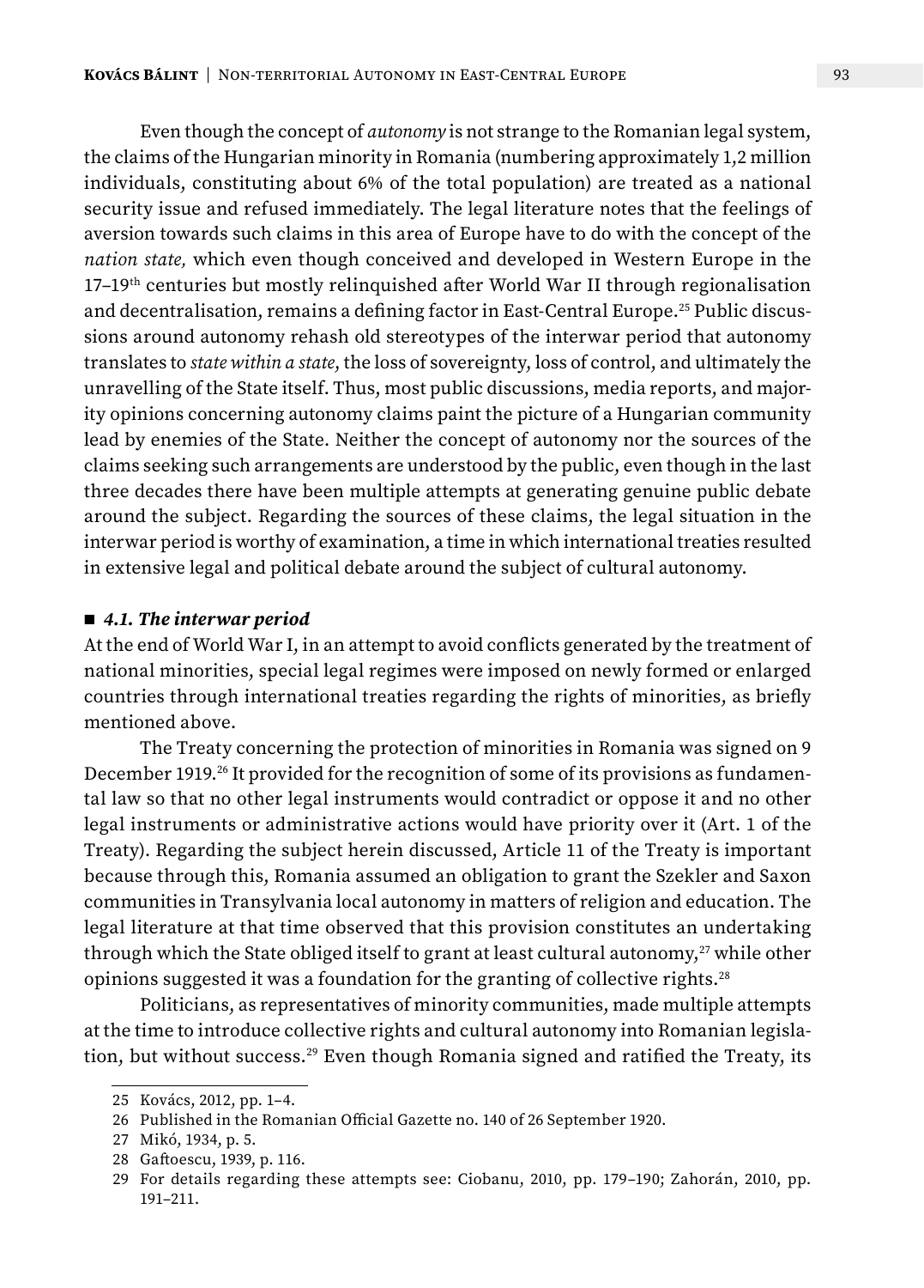Even though the concept of *autonomy* is not strange to the Romanian legal system, the claims of the Hungarian minority in Romania (numbering approximately 1,2 million individuals, constituting about 6% of the total population) are treated as a national security issue and refused immediately. The legal literature notes that the feelings of aversion towards such claims in this area of Europe have to do with the concept of the *nation state,* which even though conceived and developed in Western Europe in the 17–19th centuries but mostly relinquished after World War II through regionalisation and decentralisation, remains a defining factor in East-Central Europe.[25] Public discussions around autonomy rehash old stereotypes of the interwar period that autonomy translates to *state within a state*, the loss of sovereignty, loss of control, and ultimately the unravelling of the State itself. Thus, most public discussions, media reports, and majority opinions concerning autonomy claims paint the picture of a Hungarian community lead by enemies of the State. Neither the concept of autonomy nor the sources of the claims seeking such arrangements are understood by the public, even though in the last three decades there have been multiple attempts at generating genuine public debate around the subject. Regarding the sources of these claims, the legal situation in the interwar period is worthy of examination, a time in which international treaties resulted in extensive legal and political debate around the subject of cultural autonomy.

### ■ *4.1. The interwar period*

At the end of World War I, in an attempt to avoid conflicts generated by the treatment of national minorities, special legal regimes were imposed on newly formed or enlarged countries through international treaties regarding the rights of minorities, as briefly mentioned above.

The Treaty concerning the protection of minorities in Romania was signed on 9 December 1919.[26] It provided for the recognition of some of its provisions as fundamental law so that no other legal instruments would contradict or oppose it and no other legal instruments or administrative actions would have priority over it (Art. 1 of the Treaty). Regarding the subject herein discussed, Article 11 of the Treaty is important because through this, Romania assumed an obligation to grant the Szekler and Saxon communities in Transylvania local autonomy in matters of religion and education. The legal literature at that time observed that this provision constitutes an undertaking through which the State obliged itself to grant at least cultural autonomy,[27] while other opinions suggested it was a foundation for the granting of collective rights.[28]

Politicians, as representatives of minority communities, made multiple attempts at the time to introduce collective rights and cultural autonomy into Romanian legislation, but without success.[29] Even though Romania signed and ratified the Treaty, its

25 Kovács, 2012, pp. 1–4.

26 Published in the Romanian Official Gazette no. 140 of 26 September 1920.

27 Mikó, 1934, p. 5.

28 Gaftoescu, 1939, p. 116.

29 For details regarding these attempts see: Ciobanu, 2010, pp. 179–190; Zahorán, 2010, pp. 191–211.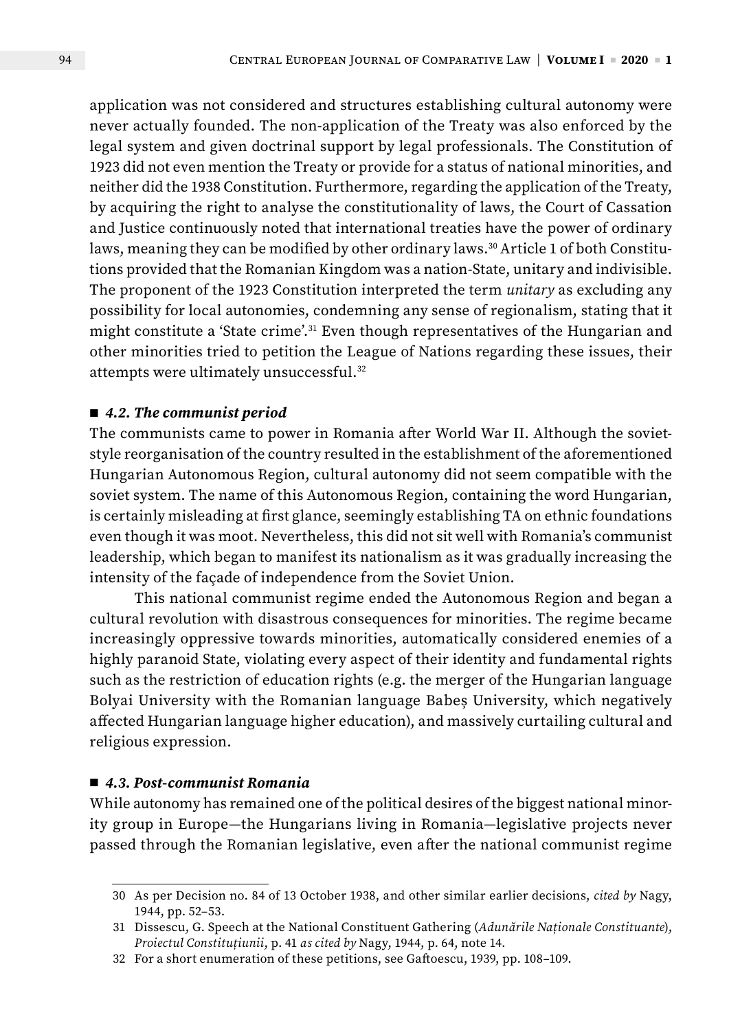application was not considered and structures establishing cultural autonomy were never actually founded. The non-application of the Treaty was also enforced by the legal system and given doctrinal support by legal professionals. The Constitution of 1923 did not even mention the Treaty or provide for a status of national minorities, and neither did the 1938 Constitution. Furthermore, regarding the application of the Treaty, by acquiring the right to analyse the constitutionality of laws, the Court of Cassation and Justice continuously noted that international treaties have the power of ordinary laws, meaning they can be modified by other ordinary laws.[30] Article 1 of both Constitutions provided that the Romanian Kingdom was a nation-State, unitary and indivisible. The proponent of the 1923 Constitution interpreted the term *unitary* as excluding any possibility for local autonomies, condemning any sense of regionalism, stating that it might constitute a 'State crime'.[31] Even though representatives of the Hungarian and other minorities tried to petition the League of Nations regarding these issues, their attempts were ultimately unsuccessful.[32]

### *4.2. The communist period*

The communists came to power in Romania after World War II. Although the soviet-style reorganisation of the country resulted in the establishment of the aforementioned Hungarian Autonomous Region, cultural autonomy did not seem compatible with the soviet system. The name of this Autonomous Region, containing the word Hungarian, is certainly misleading at first glance, seemingly establishing TA on ethnic foundations even though it was moot. Nevertheless, this did not sit well with Romania's communist leadership, which began to manifest its nationalism as it was gradually increasing the intensity of the façade of independence from the Soviet Union.

This national communist regime ended the Autonomous Region and began a cultural revolution with disastrous consequences for minorities. The regime became increasingly oppressive towards minorities, automatically considered enemies of a highly paranoid State, violating every aspect of their identity and fundamental rights such as the restriction of education rights (e.g. the merger of the Hungarian language Bolyai University with the Romanian language Babeș University, which negatively affected Hungarian language higher education), and massively curtailing cultural and religious expression.

### *4.3. Post-communist Romania*

While autonomy has remained one of the political desires of the biggest national minority group in Europe—the Hungarians living in Romania—legislative projects never passed through the Romanian legislative, even after the national communist regime

---

30 As per Decision no. 84 of 13 October 1938, and other similar earlier decisions, *cited by* Nagy, 1944, pp. 52–53.

31 Dissescu, G. Speech at the National Constituent Gathering (*Adunările Naționale Constituante*), *Proiectul Constituțiunii*, p. 41 *as cited by* Nagy, 1944, p. 64, note 14.

32 For a short enumeration of these petitions, see Gaftoescu, 1939, pp. 108–109.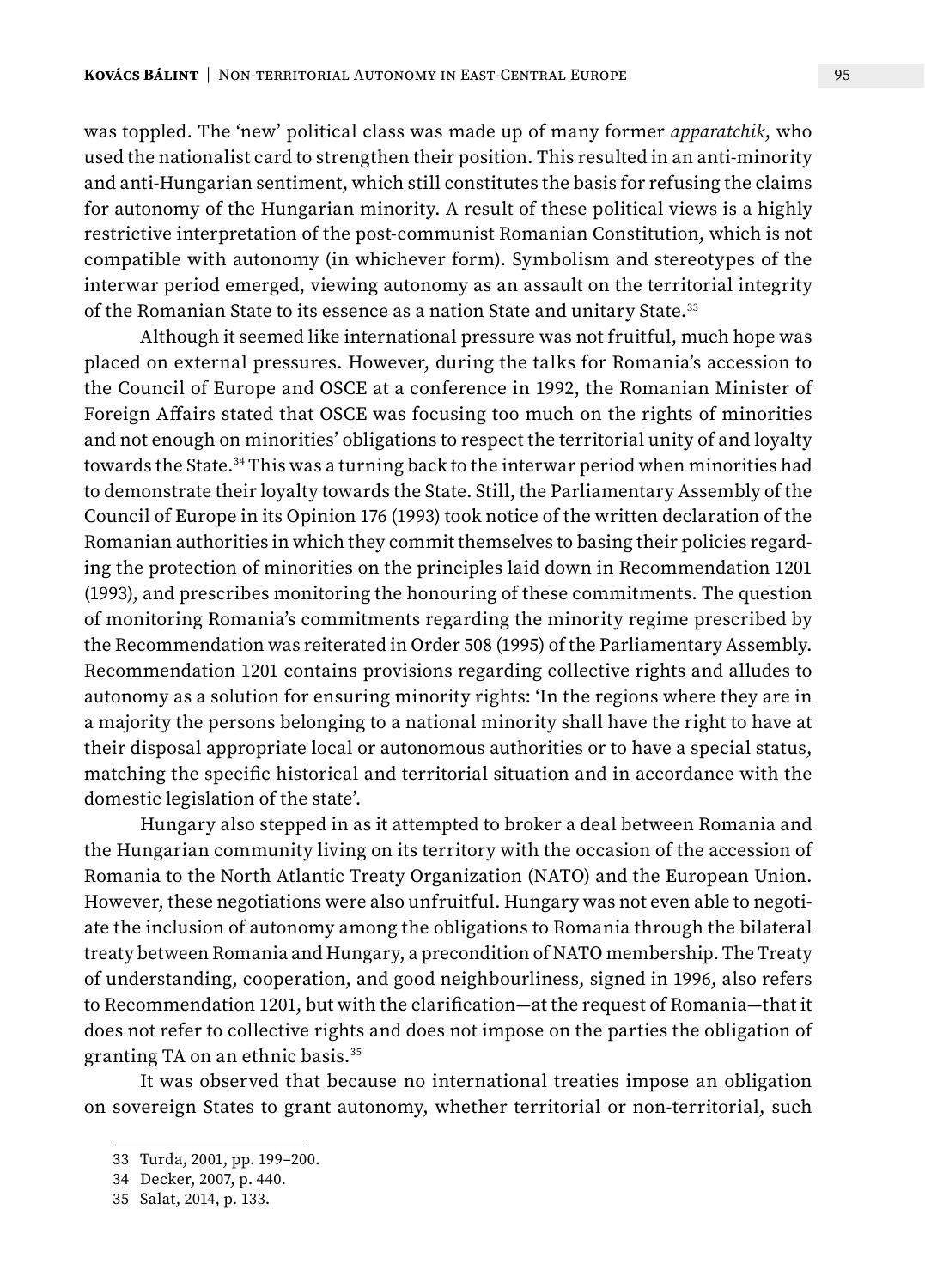was toppled. The 'new' political class was made up of many former *apparatchik*, who used the nationalist card to strengthen their position. This resulted in an anti-minority and anti-Hungarian sentiment, which still constitutes the basis for refusing the claims for autonomy of the Hungarian minority. A result of these political views is a highly restrictive interpretation of the post-communist Romanian Constitution, which is not compatible with autonomy (in whichever form). Symbolism and stereotypes of the interwar period emerged, viewing autonomy as an assault on the territorial integrity of the Romanian State to its essence as a nation State and unitary State.[33]

Although it seemed like international pressure was not fruitful, much hope was placed on external pressures. However, during the talks for Romania's accession to the Council of Europe and OSCE at a conference in 1992, the Romanian Minister of Foreign Affairs stated that OSCE was focusing too much on the rights of minorities and not enough on minorities' obligations to respect the territorial unity of and loyalty towards the State.[34] This was a turning back to the interwar period when minorities had to demonstrate their loyalty towards the State. Still, the Parliamentary Assembly of the Council of Europe in its Opinion 176 (1993) took notice of the written declaration of the Romanian authorities in which they commit themselves to basing their policies regarding the protection of minorities on the principles laid down in Recommendation 1201 (1993), and prescribes monitoring the honouring of these commitments. The question of monitoring Romania's commitments regarding the minority regime prescribed by the Recommendation was reiterated in Order 508 (1995) of the Parliamentary Assembly. Recommendation 1201 contains provisions regarding collective rights and alludes to autonomy as a solution for ensuring minority rights: 'In the regions where they are in a majority the persons belonging to a national minority shall have the right to have at their disposal appropriate local or autonomous authorities or to have a special status, matching the specific historical and territorial situation and in accordance with the domestic legislation of the state'.

Hungary also stepped in as it attempted to broker a deal between Romania and the Hungarian community living on its territory with the occasion of the accession of Romania to the North Atlantic Treaty Organization (NATO) and the European Union. However, these negotiations were also unfruitful. Hungary was not even able to negotiate the inclusion of autonomy among the obligations to Romania through the bilateral treaty between Romania and Hungary, a precondition of NATO membership. The Treaty of understanding, cooperation, and good neighbourliness, signed in 1996, also refers to Recommendation 1201, but with the clarification—at the request of Romania—that it does not refer to collective rights and does not impose on the parties the obligation of granting TA on an ethnic basis.[35]

It was observed that because no international treaties impose an obligation on sovereign States to grant autonomy, whether territorial or non-territorial, such

33 Turda, 2001, pp. 199–200.

34 Decker, 2007, p. 440.

35 Salat, 2014, p. 133.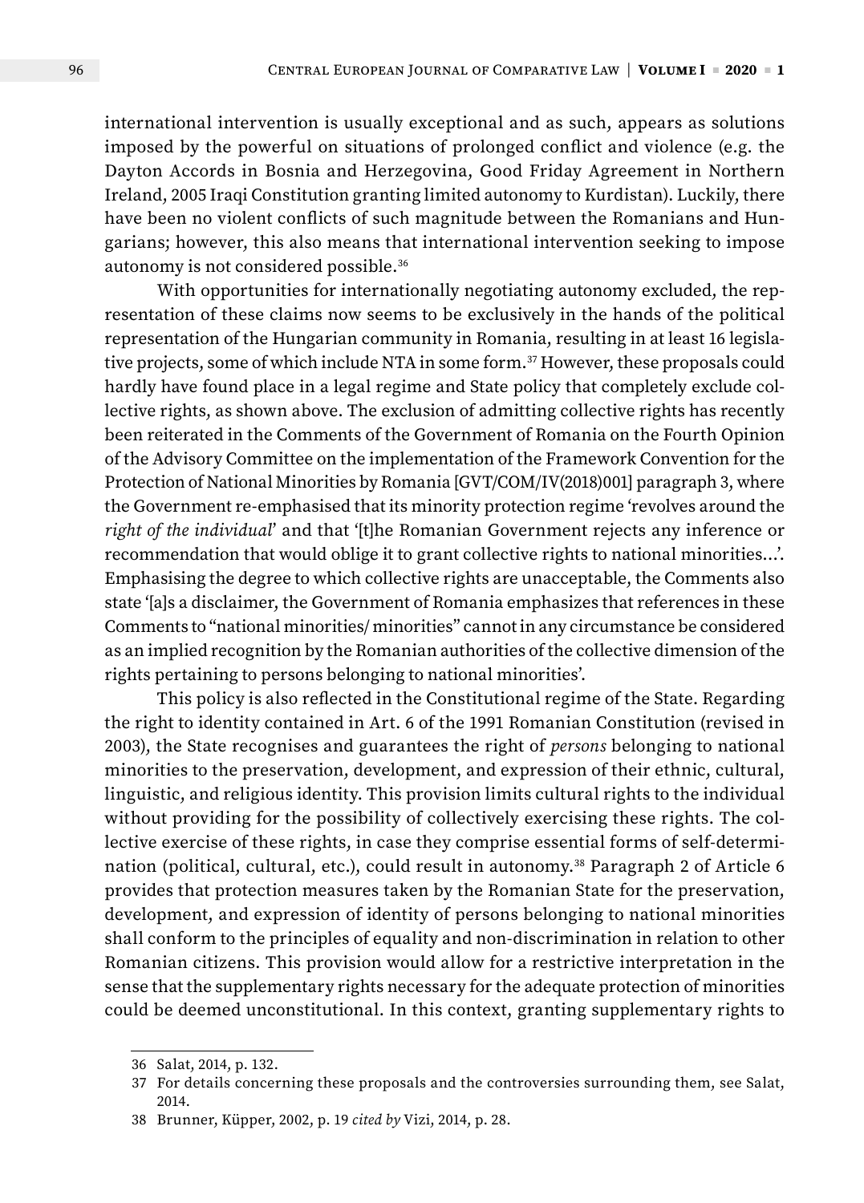international intervention is usually exceptional and as such, appears as solutions imposed by the powerful on situations of prolonged conflict and violence (e.g. the Dayton Accords in Bosnia and Herzegovina, Good Friday Agreement in Northern Ireland, 2005 Iraqi Constitution granting limited autonomy to Kurdistan). Luckily, there have been no violent conflicts of such magnitude between the Romanians and Hungarians; however, this also means that international intervention seeking to impose autonomy is not considered possible.[36]

With opportunities for internationally negotiating autonomy excluded, the representation of these claims now seems to be exclusively in the hands of the political representation of the Hungarian community in Romania, resulting in at least 16 legislative projects, some of which include NTA in some form.[37] However, these proposals could hardly have found place in a legal regime and State policy that completely exclude collective rights, as shown above. The exclusion of admitting collective rights has recently been reiterated in the Comments of the Government of Romania on the Fourth Opinion of the Advisory Committee on the implementation of the Framework Convention for the Protection of National Minorities by Romania [GVT/COM/IV(2018)001] paragraph 3, where the Government re-emphasised that its minority protection regime 'revolves around the *right of the individual*' and that '[t]he Romanian Government rejects any inference or recommendation that would oblige it to grant collective rights to national minorities…'. Emphasising the degree to which collective rights are unacceptable, the Comments also state '[a]s a disclaimer, the Government of Romania emphasizes that references in these Comments to "national minorities/ minorities" cannot in any circumstance be considered as an implied recognition by the Romanian authorities of the collective dimension of the rights pertaining to persons belonging to national minorities'.

This policy is also reflected in the Constitutional regime of the State. Regarding the right to identity contained in Art. 6 of the 1991 Romanian Constitution (revised in 2003), the State recognises and guarantees the right of *persons* belonging to national minorities to the preservation, development, and expression of their ethnic, cultural, linguistic, and religious identity. This provision limits cultural rights to the individual without providing for the possibility of collectively exercising these rights. The collective exercise of these rights, in case they comprise essential forms of self-determination (political, cultural, etc.), could result in autonomy.[38] Paragraph 2 of Article 6 provides that protection measures taken by the Romanian State for the preservation, development, and expression of identity of persons belonging to national minorities shall conform to the principles of equality and non-discrimination in relation to other Romanian citizens. This provision would allow for a restrictive interpretation in the sense that the supplementary rights necessary for the adequate protection of minorities could be deemed unconstitutional. In this context, granting supplementary rights to

36 Salat, 2014, p. 132.

37 For details concerning these proposals and the controversies surrounding them, see Salat, 2014.

38 Brunner, Küpper, 2002, p. 19 *cited by* Vizi, 2014, p. 28.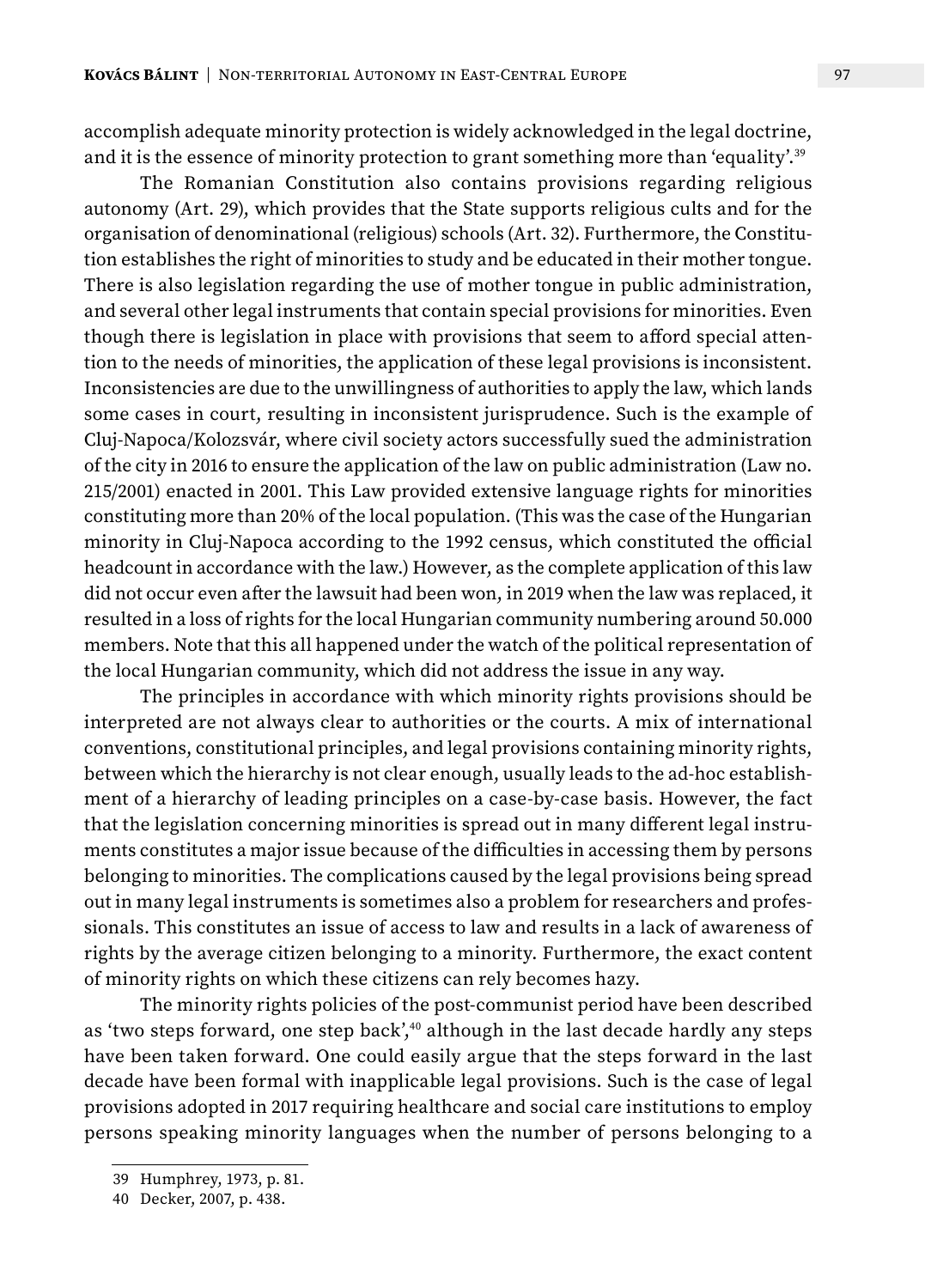accomplish adequate minority protection is widely acknowledged in the legal doctrine, and it is the essence of minority protection to grant something more than 'equality'.[39]

The Romanian Constitution also contains provisions regarding religious autonomy (Art. 29), which provides that the State supports religious cults and for the organisation of denominational (religious) schools (Art. 32). Furthermore, the Constitution establishes the right of minorities to study and be educated in their mother tongue. There is also legislation regarding the use of mother tongue in public administration, and several other legal instruments that contain special provisions for minorities. Even though there is legislation in place with provisions that seem to afford special attention to the needs of minorities, the application of these legal provisions is inconsistent. Inconsistencies are due to the unwillingness of authorities to apply the law, which lands some cases in court, resulting in inconsistent jurisprudence. Such is the example of Cluj-Napoca/Kolozsvár, where civil society actors successfully sued the administration of the city in 2016 to ensure the application of the law on public administration (Law no. 215/2001) enacted in 2001. This Law provided extensive language rights for minorities constituting more than 20% of the local population. (This was the case of the Hungarian minority in Cluj-Napoca according to the 1992 census, which constituted the official headcount in accordance with the law.) However, as the complete application of this law did not occur even after the lawsuit had been won, in 2019 when the law was replaced, it resulted in a loss of rights for the local Hungarian community numbering around 50.000 members. Note that this all happened under the watch of the political representation of the local Hungarian community, which did not address the issue in any way.

The principles in accordance with which minority rights provisions should be interpreted are not always clear to authorities or the courts. A mix of international conventions, constitutional principles, and legal provisions containing minority rights, between which the hierarchy is not clear enough, usually leads to the ad-hoc establishment of a hierarchy of leading principles on a case-by-case basis. However, the fact that the legislation concerning minorities is spread out in many different legal instruments constitutes a major issue because of the difficulties in accessing them by persons belonging to minorities. The complications caused by the legal provisions being spread out in many legal instruments is sometimes also a problem for researchers and professionals. This constitutes an issue of access to law and results in a lack of awareness of rights by the average citizen belonging to a minority. Furthermore, the exact content of minority rights on which these citizens can rely becomes hazy.

The minority rights policies of the post-communist period have been described as 'two steps forward, one step back',[40] although in the last decade hardly any steps have been taken forward. One could easily argue that the steps forward in the last decade have been formal with inapplicable legal provisions. Such is the case of legal provisions adopted in 2017 requiring healthcare and social care institutions to employ persons speaking minority languages when the number of persons belonging to a

---

39 Humphrey, 1973, p. 81.

40 Decker, 2007, p. 438.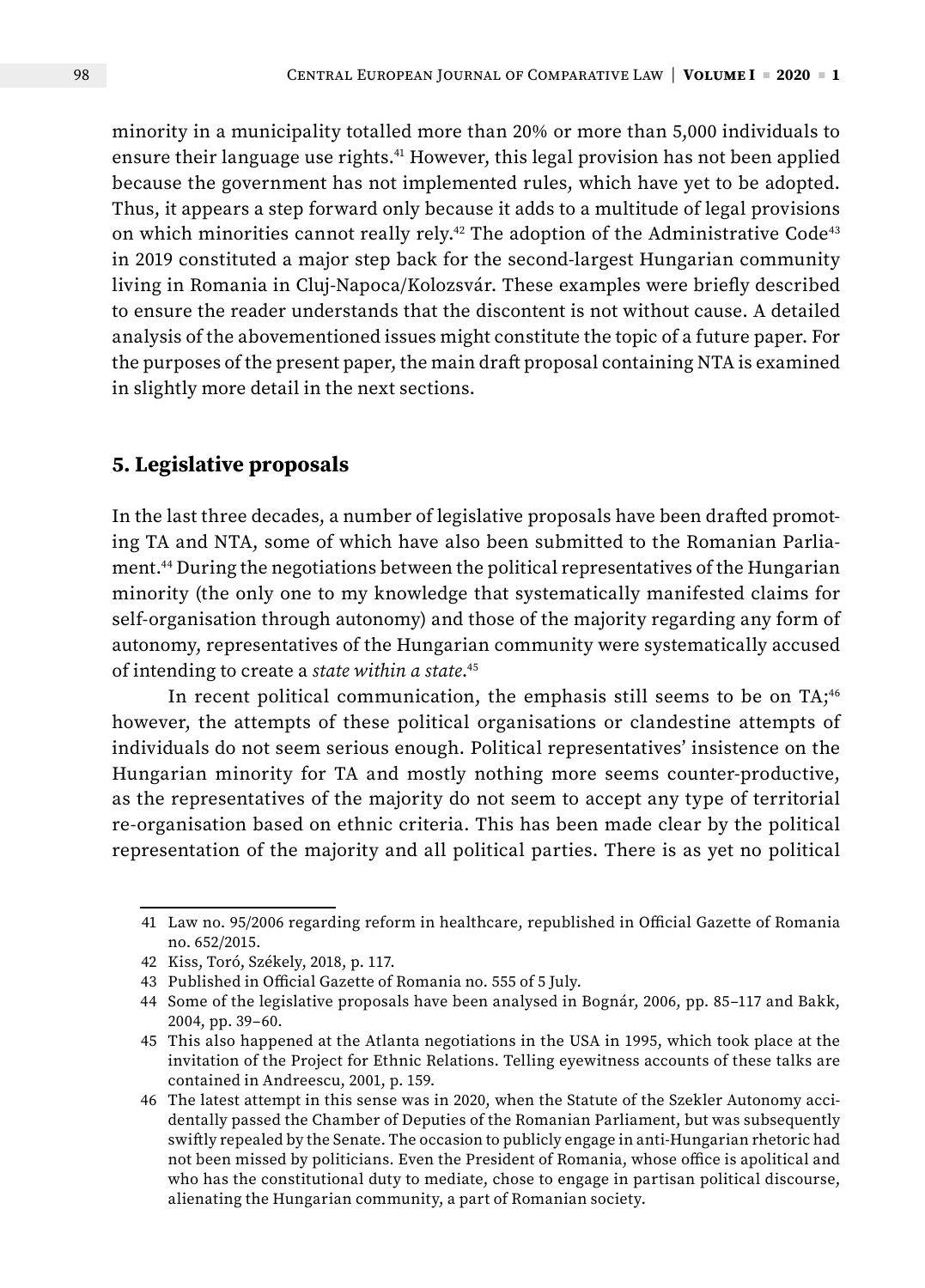minority in a municipality totalled more than 20% or more than 5,000 individuals to ensure their language use rights.[41] However, this legal provision has not been applied because the government has not implemented rules, which have yet to be adopted. Thus, it appears a step forward only because it adds to a multitude of legal provisions on which minorities cannot really rely.[42] The adoption of the Administrative Code[43] in 2019 constituted a major step back for the second-largest Hungarian community living in Romania in Cluj-Napoca/Kolozsvár. These examples were briefly described to ensure the reader understands that the discontent is not without cause. A detailed analysis of the abovementioned issues might constitute the topic of a future paper. For the purposes of the present paper, the main draft proposal containing NTA is examined in slightly more detail in the next sections.

## 5. Legislative proposals

In the last three decades, a number of legislative proposals have been drafted promoting TA and NTA, some of which have also been submitted to the Romanian Parliament.[44] During the negotiations between the political representatives of the Hungarian minority (the only one to my knowledge that systematically manifested claims for self-organisation through autonomy) and those of the majority regarding any form of autonomy, representatives of the Hungarian community were systematically accused of intending to create a *state within a state*.[45]

In recent political communication, the emphasis still seems to be on TA;[46] however, the attempts of these political organisations or clandestine attempts of individuals do not seem serious enough. Political representatives' insistence on the Hungarian minority for TA and mostly nothing more seems counter-productive, as the representatives of the majority do not seem to accept any type of territorial re-organisation based on ethnic criteria. This has been made clear by the political representation of the majority and all political parties. There is as yet no political

---

41 Law no. 95/2006 regarding reform in healthcare, republished in Official Gazette of Romania no. 652/2015.

42 Kiss, Toró, Székely, 2018, p. 117.

43 Published in Official Gazette of Romania no. 555 of 5 July.

44 Some of the legislative proposals have been analysed in Bognár, 2006, pp. 85–117 and Bakk, 2004, pp. 39–60.

45 This also happened at the Atlanta negotiations in the USA in 1995, which took place at the invitation of the Project for Ethnic Relations. Telling eyewitness accounts of these talks are contained in Andreescu, 2001, p. 159.

46 The latest attempt in this sense was in 2020, when the Statute of the Szekler Autonomy accidentally passed the Chamber of Deputies of the Romanian Parliament, but was subsequently swiftly repealed by the Senate. The occasion to publicly engage in anti-Hungarian rhetoric had not been missed by politicians. Even the President of Romania, whose office is apolitical and who has the constitutional duty to mediate, chose to engage in partisan political discourse, alienating the Hungarian community, a part of Romanian society.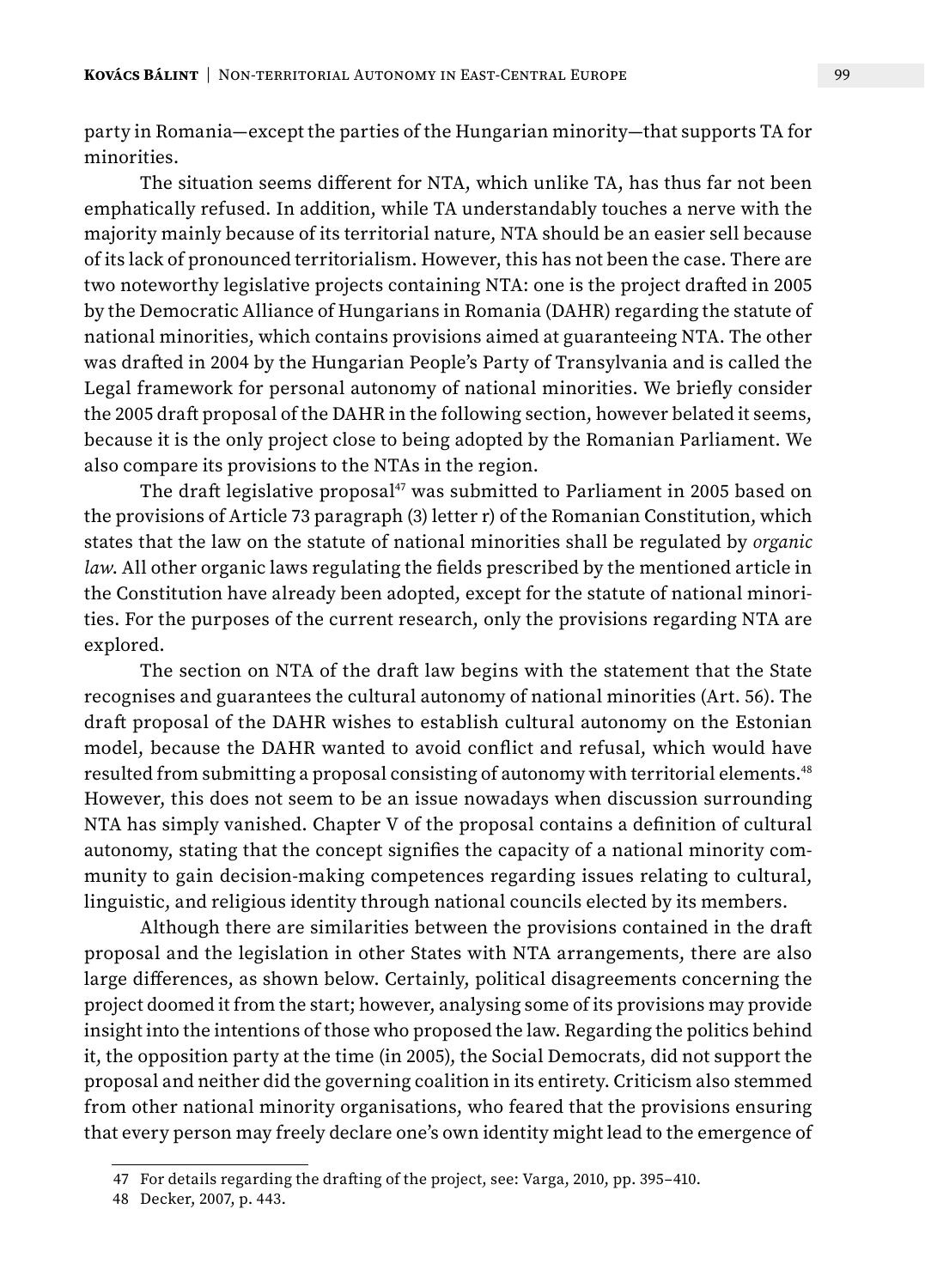party in Romania—except the parties of the Hungarian minority—that supports TA for minorities.

The situation seems different for NTA, which unlike TA, has thus far not been emphatically refused. In addition, while TA understandably touches a nerve with the majority mainly because of its territorial nature, NTA should be an easier sell because of its lack of pronounced territorialism. However, this has not been the case. There are two noteworthy legislative projects containing NTA: one is the project drafted in 2005 by the Democratic Alliance of Hungarians in Romania (DAHR) regarding the statute of national minorities, which contains provisions aimed at guaranteeing NTA. The other was drafted in 2004 by the Hungarian People's Party of Transylvania and is called the Legal framework for personal autonomy of national minorities. We briefly consider the 2005 draft proposal of the DAHR in the following section, however belated it seems, because it is the only project close to being adopted by the Romanian Parliament. We also compare its provisions to the NTAs in the region.

The draft legislative proposal[47] was submitted to Parliament in 2005 based on the provisions of Article 73 paragraph (3) letter r) of the Romanian Constitution, which states that the law on the statute of national minorities shall be regulated by *organic law*. All other organic laws regulating the fields prescribed by the mentioned article in the Constitution have already been adopted, except for the statute of national minorities. For the purposes of the current research, only the provisions regarding NTA are explored.

The section on NTA of the draft law begins with the statement that the State recognises and guarantees the cultural autonomy of national minorities (Art. 56). The draft proposal of the DAHR wishes to establish cultural autonomy on the Estonian model, because the DAHR wanted to avoid conflict and refusal, which would have resulted from submitting a proposal consisting of autonomy with territorial elements.[48] However, this does not seem to be an issue nowadays when discussion surrounding NTA has simply vanished. Chapter V of the proposal contains a definition of cultural autonomy, stating that the concept signifies the capacity of a national minority community to gain decision-making competences regarding issues relating to cultural, linguistic, and religious identity through national councils elected by its members.

Although there are similarities between the provisions contained in the draft proposal and the legislation in other States with NTA arrangements, there are also large differences, as shown below. Certainly, political disagreements concerning the project doomed it from the start; however, analysing some of its provisions may provide insight into the intentions of those who proposed the law. Regarding the politics behind it, the opposition party at the time (in 2005), the Social Democrats, did not support the proposal and neither did the governing coalition in its entirety. Criticism also stemmed from other national minority organisations, who feared that the provisions ensuring that every person may freely declare one's own identity might lead to the emergence of

---

47 For details regarding the drafting of the project, see: Varga, 2010, pp. 395–410.

48 Decker, 2007, p. 443.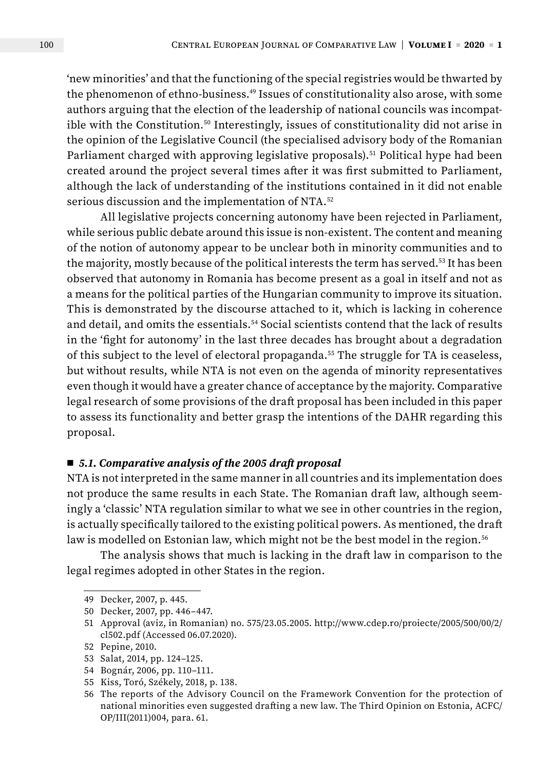'new minorities' and that the functioning of the special registries would be thwarted by the phenomenon of ethno-business.[49] Issues of constitutionality also arose, with some authors arguing that the election of the leadership of national councils was incompatible with the Constitution.[50] Interestingly, issues of constitutionality did not arise in the opinion of the Legislative Council (the specialised advisory body of the Romanian Parliament charged with approving legislative proposals).[51] Political hype had been created around the project several times after it was first submitted to Parliament, although the lack of understanding of the institutions contained in it did not enable serious discussion and the implementation of NTA.[52]

All legislative projects concerning autonomy have been rejected in Parliament, while serious public debate around this issue is non-existent. The content and meaning of the notion of autonomy appear to be unclear both in minority communities and to the majority, mostly because of the political interests the term has served.[53] It has been observed that autonomy in Romania has become present as a goal in itself and not as a means for the political parties of the Hungarian community to improve its situation. This is demonstrated by the discourse attached to it, which is lacking in coherence and detail, and omits the essentials.[54] Social scientists contend that the lack of results in the 'fight for autonomy' in the last three decades has brought about a degradation of this subject to the level of electoral propaganda.[55] The struggle for TA is ceaseless, but without results, while NTA is not even on the agenda of minority representatives even though it would have a greater chance of acceptance by the majority. Comparative legal research of some provisions of the draft proposal has been included in this paper to assess its functionality and better grasp the intentions of the DAHR regarding this proposal.

### 5.1. Comparative analysis of the 2005 draft proposal

NTA is not interpreted in the same manner in all countries and its implementation does not produce the same results in each State. The Romanian draft law, although seemingly a 'classic' NTA regulation similar to what we see in other countries in the region, is actually specifically tailored to the existing political powers. As mentioned, the draft law is modelled on Estonian law, which might not be the best model in the region.[56]

The analysis shows that much is lacking in the draft law in comparison to the legal regimes adopted in other States in the region.

---

49 Decker, 2007, p. 445.

50 Decker, 2007, pp. 446–447.

51 Approval (aviz, in Romanian) no. 575/23.05.2005. http://www.cdep.ro/proiecte/2005/500/00/2/cl502.pdf (Accessed 06.07.2020).

52 Pepine, 2010.

53 Salat, 2014, pp. 124–125.

54 Bognár, 2006, pp. 110–111.

55 Kiss, Toró, Székely, 2018, p. 138.

56 The reports of the Advisory Council on the Framework Convention for the protection of national minorities even suggested drafting a new law. The Third Opinion on Estonia, ACFC/OP/III(2011)004, para. 61.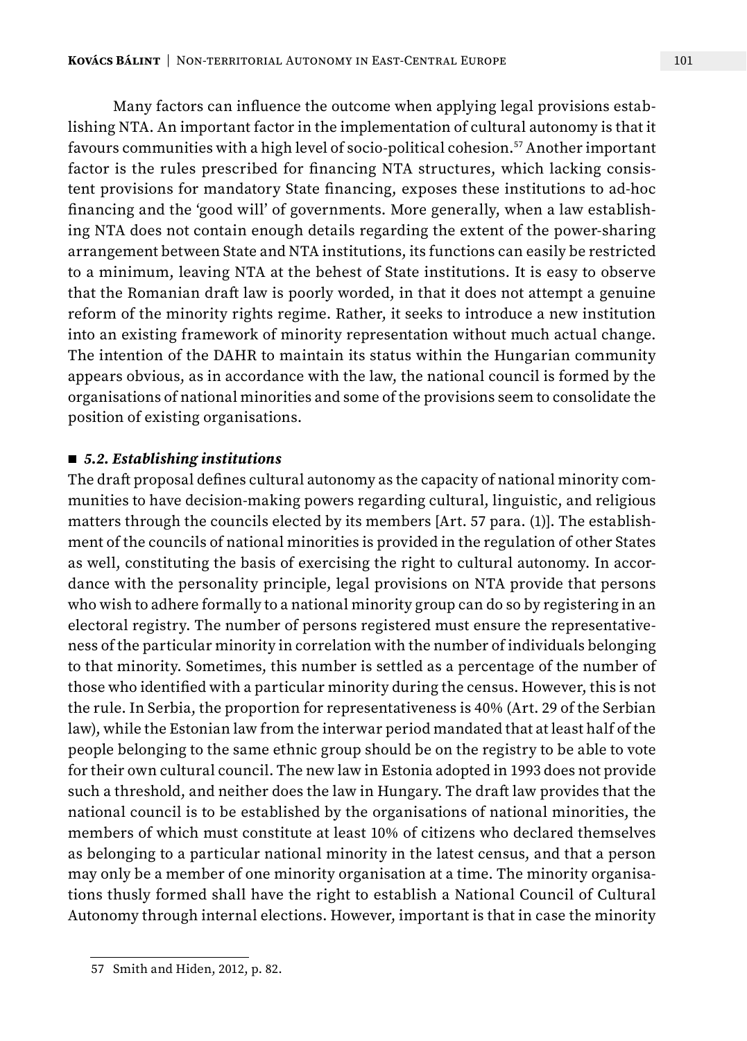Many factors can influence the outcome when applying legal provisions establishing NTA. An important factor in the implementation of cultural autonomy is that it favours communities with a high level of socio-political cohesion.[57] Another important factor is the rules prescribed for financing NTA structures, which lacking consistent provisions for mandatory State financing, exposes these institutions to ad-hoc financing and the 'good will' of governments. More generally, when a law establishing NTA does not contain enough details regarding the extent of the power-sharing arrangement between State and NTA institutions, its functions can easily be restricted to a minimum, leaving NTA at the behest of State institutions. It is easy to observe that the Romanian draft law is poorly worded, in that it does not attempt a genuine reform of the minority rights regime. Rather, it seeks to introduce a new institution into an existing framework of minority representation without much actual change. The intention of the DAHR to maintain its status within the Hungarian community appears obvious, as in accordance with the law, the national council is formed by the organisations of national minorities and some of the provisions seem to consolidate the position of existing organisations.

### ■ *5.2. Establishing institutions*

The draft proposal defines cultural autonomy as the capacity of national minority communities to have decision-making powers regarding cultural, linguistic, and religious matters through the councils elected by its members [Art. 57 para. (1)]. The establishment of the councils of national minorities is provided in the regulation of other States as well, constituting the basis of exercising the right to cultural autonomy. In accordance with the personality principle, legal provisions on NTA provide that persons who wish to adhere formally to a national minority group can do so by registering in an electoral registry. The number of persons registered must ensure the representativeness of the particular minority in correlation with the number of individuals belonging to that minority. Sometimes, this number is settled as a percentage of the number of those who identified with a particular minority during the census. However, this is not the rule. In Serbia, the proportion for representativeness is 40% (Art. 29 of the Serbian law), while the Estonian law from the interwar period mandated that at least half of the people belonging to the same ethnic group should be on the registry to be able to vote for their own cultural council. The new law in Estonia adopted in 1993 does not provide such a threshold, and neither does the law in Hungary. The draft law provides that the national council is to be established by the organisations of national minorities, the members of which must constitute at least 10% of citizens who declared themselves as belonging to a particular national minority in the latest census, and that a person may only be a member of one minority organisation at a time. The minority organisations thusly formed shall have the right to establish a National Council of Cultural Autonomy through internal elections. However, important is that in case the minority

57 Smith and Hiden, 2012, p. 82.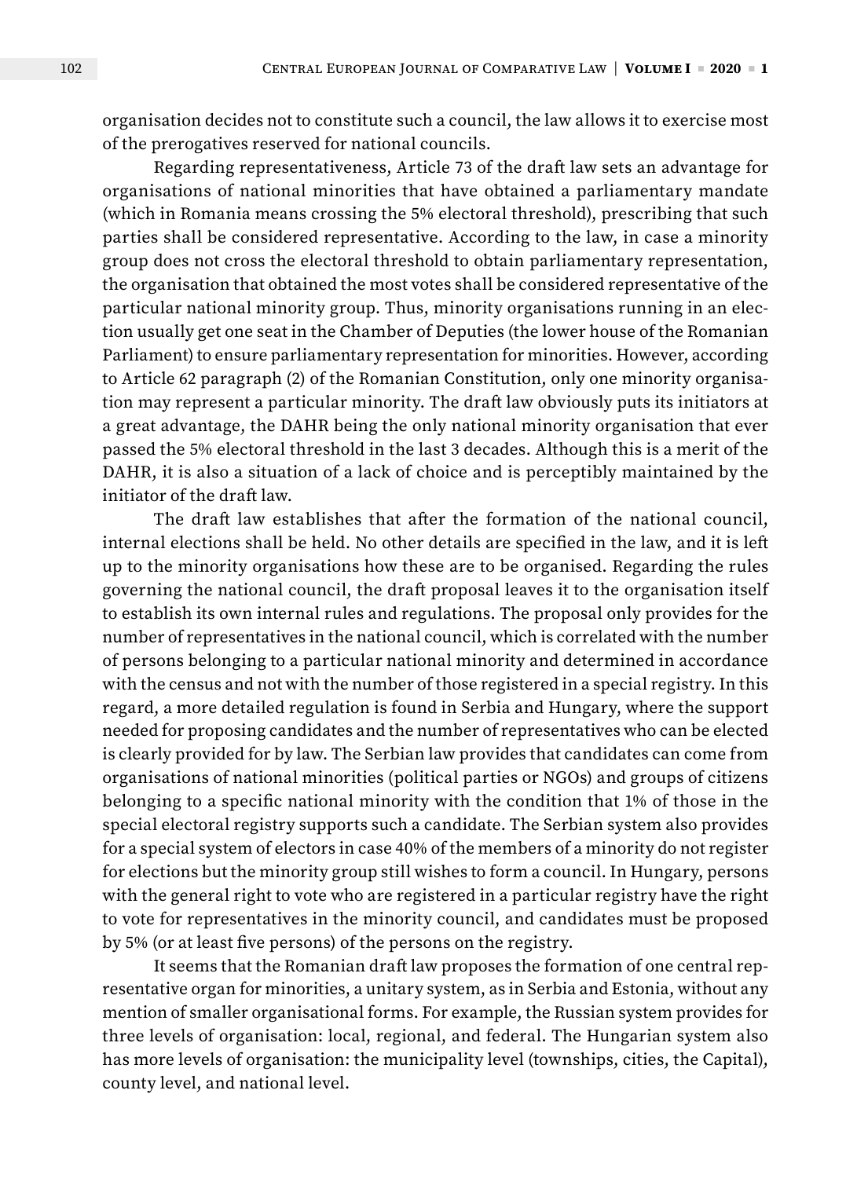organisation decides not to constitute such a council, the law allows it to exercise most of the prerogatives reserved for national councils.

Regarding representativeness, Article 73 of the draft law sets an advantage for organisations of national minorities that have obtained a parliamentary mandate (which in Romania means crossing the 5% electoral threshold), prescribing that such parties shall be considered representative. According to the law, in case a minority group does not cross the electoral threshold to obtain parliamentary representation, the organisation that obtained the most votes shall be considered representative of the particular national minority group. Thus, minority organisations running in an election usually get one seat in the Chamber of Deputies (the lower house of the Romanian Parliament) to ensure parliamentary representation for minorities. However, according to Article 62 paragraph (2) of the Romanian Constitution, only one minority organisation may represent a particular minority. The draft law obviously puts its initiators at a great advantage, the DAHR being the only national minority organisation that ever passed the 5% electoral threshold in the last 3 decades. Although this is a merit of the DAHR, it is also a situation of a lack of choice and is perceptibly maintained by the initiator of the draft law.

The draft law establishes that after the formation of the national council, internal elections shall be held. No other details are specified in the law, and it is left up to the minority organisations how these are to be organised. Regarding the rules governing the national council, the draft proposal leaves it to the organisation itself to establish its own internal rules and regulations. The proposal only provides for the number of representatives in the national council, which is correlated with the number of persons belonging to a particular national minority and determined in accordance with the census and not with the number of those registered in a special registry. In this regard, a more detailed regulation is found in Serbia and Hungary, where the support needed for proposing candidates and the number of representatives who can be elected is clearly provided for by law. The Serbian law provides that candidates can come from organisations of national minorities (political parties or NGOs) and groups of citizens belonging to a specific national minority with the condition that 1% of those in the special electoral registry supports such a candidate. The Serbian system also provides for a special system of electors in case 40% of the members of a minority do not register for elections but the minority group still wishes to form a council. In Hungary, persons with the general right to vote who are registered in a particular registry have the right to vote for representatives in the minority council, and candidates must be proposed by 5% (or at least five persons) of the persons on the registry.

It seems that the Romanian draft law proposes the formation of one central representative organ for minorities, a unitary system, as in Serbia and Estonia, without any mention of smaller organisational forms. For example, the Russian system provides for three levels of organisation: local, regional, and federal. The Hungarian system also has more levels of organisation: the municipality level (townships, cities, the Capital), county level, and national level.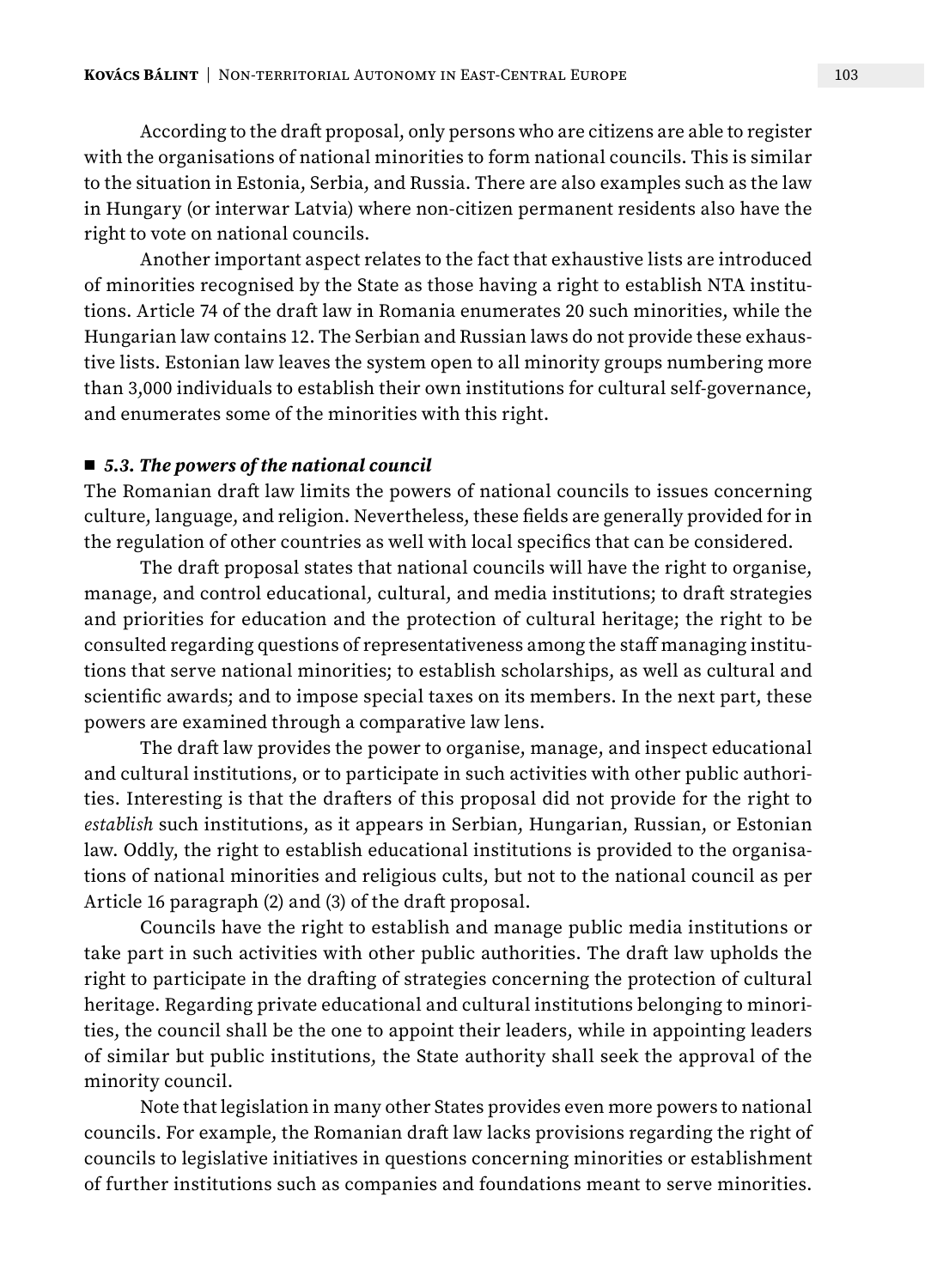According to the draft proposal, only persons who are citizens are able to register with the organisations of national minorities to form national councils. This is similar to the situation in Estonia, Serbia, and Russia. There are also examples such as the law in Hungary (or interwar Latvia) where non-citizen permanent residents also have the right to vote on national councils.

Another important aspect relates to the fact that exhaustive lists are introduced of minorities recognised by the State as those having a right to establish NTA institutions. Article 74 of the draft law in Romania enumerates 20 such minorities, while the Hungarian law contains 12. The Serbian and Russian laws do not provide these exhaustive lists. Estonian law leaves the system open to all minority groups numbering more than 3,000 individuals to establish their own institutions for cultural self-governance, and enumerates some of the minorities with this right.

### ■ *5.3. The powers of the national council*

The Romanian draft law limits the powers of national councils to issues concerning culture, language, and religion. Nevertheless, these fields are generally provided for in the regulation of other countries as well with local specifics that can be considered.

The draft proposal states that national councils will have the right to organise, manage, and control educational, cultural, and media institutions; to draft strategies and priorities for education and the protection of cultural heritage; the right to be consulted regarding questions of representativeness among the staff managing institutions that serve national minorities; to establish scholarships, as well as cultural and scientific awards; and to impose special taxes on its members. In the next part, these powers are examined through a comparative law lens.

The draft law provides the power to organise, manage, and inspect educational and cultural institutions, or to participate in such activities with other public authorities. Interesting is that the drafters of this proposal did not provide for the right to *establish* such institutions, as it appears in Serbian, Hungarian, Russian, or Estonian law. Oddly, the right to establish educational institutions is provided to the organisations of national minorities and religious cults, but not to the national council as per Article 16 paragraph (2) and (3) of the draft proposal.

Councils have the right to establish and manage public media institutions or take part in such activities with other public authorities. The draft law upholds the right to participate in the drafting of strategies concerning the protection of cultural heritage. Regarding private educational and cultural institutions belonging to minorities, the council shall be the one to appoint their leaders, while in appointing leaders of similar but public institutions, the State authority shall seek the approval of the minority council.

Note that legislation in many other States provides even more powers to national councils. For example, the Romanian draft law lacks provisions regarding the right of councils to legislative initiatives in questions concerning minorities or establishment of further institutions such as companies and foundations meant to serve minorities.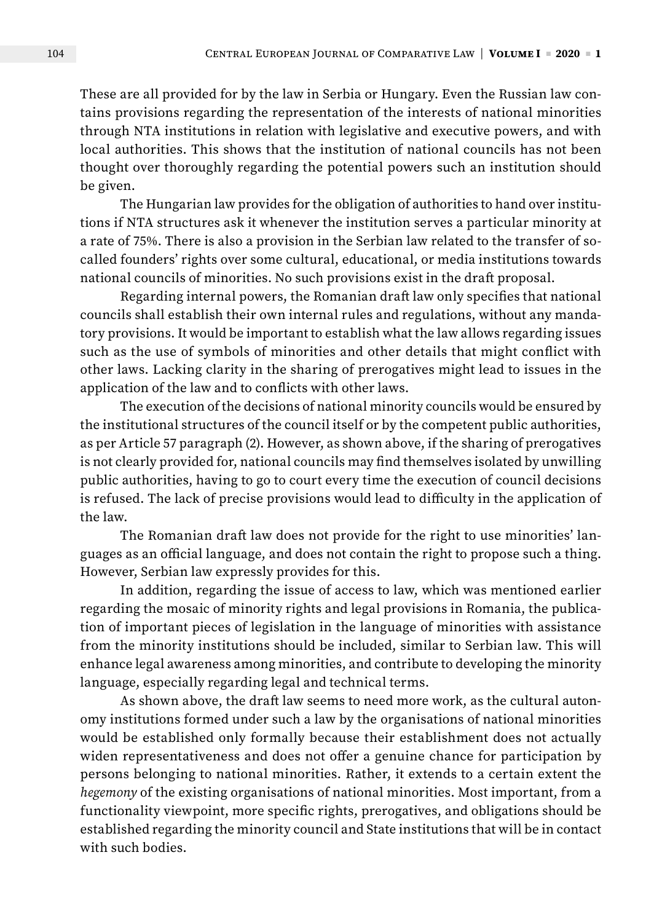These are all provided for by the law in Serbia or Hungary. Even the Russian law contains provisions regarding the representation of the interests of national minorities through NTA institutions in relation with legislative and executive powers, and with local authorities. This shows that the institution of national councils has not been thought over thoroughly regarding the potential powers such an institution should be given.

The Hungarian law provides for the obligation of authorities to hand over institutions if NTA structures ask it whenever the institution serves a particular minority at a rate of 75%. There is also a provision in the Serbian law related to the transfer of so-called founders' rights over some cultural, educational, or media institutions towards national councils of minorities. No such provisions exist in the draft proposal.

Regarding internal powers, the Romanian draft law only specifies that national councils shall establish their own internal rules and regulations, without any mandatory provisions. It would be important to establish what the law allows regarding issues such as the use of symbols of minorities and other details that might conflict with other laws. Lacking clarity in the sharing of prerogatives might lead to issues in the application of the law and to conflicts with other laws.

The execution of the decisions of national minority councils would be ensured by the institutional structures of the council itself or by the competent public authorities, as per Article 57 paragraph (2). However, as shown above, if the sharing of prerogatives is not clearly provided for, national councils may find themselves isolated by unwilling public authorities, having to go to court every time the execution of council decisions is refused. The lack of precise provisions would lead to difficulty in the application of the law.

The Romanian draft law does not provide for the right to use minorities' languages as an official language, and does not contain the right to propose such a thing. However, Serbian law expressly provides for this.

In addition, regarding the issue of access to law, which was mentioned earlier regarding the mosaic of minority rights and legal provisions in Romania, the publication of important pieces of legislation in the language of minorities with assistance from the minority institutions should be included, similar to Serbian law. This will enhance legal awareness among minorities, and contribute to developing the minority language, especially regarding legal and technical terms.

As shown above, the draft law seems to need more work, as the cultural autonomy institutions formed under such a law by the organisations of national minorities would be established only formally because their establishment does not actually widen representativeness and does not offer a genuine chance for participation by persons belonging to national minorities. Rather, it extends to a certain extent the *hegemony* of the existing organisations of national minorities. Most important, from a functionality viewpoint, more specific rights, prerogatives, and obligations should be established regarding the minority council and State institutions that will be in contact with such bodies.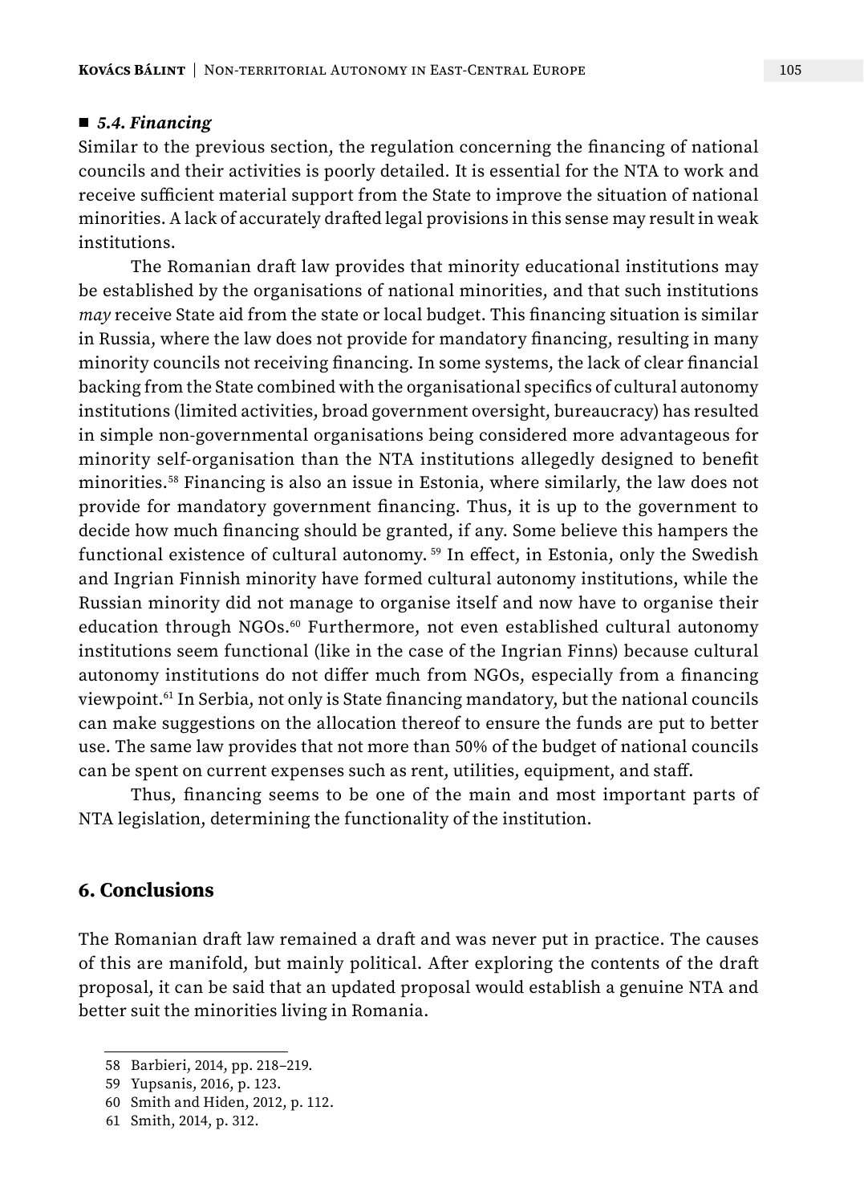### 5.4. Financing

Similar to the previous section, the regulation concerning the financing of national councils and their activities is poorly detailed. It is essential for the NTA to work and receive sufficient material support from the State to improve the situation of national minorities. A lack of accurately drafted legal provisions in this sense may result in weak institutions.

The Romanian draft law provides that minority educational institutions may be established by the organisations of national minorities, and that such institutions *may* receive State aid from the state or local budget. This financing situation is similar in Russia, where the law does not provide for mandatory financing, resulting in many minority councils not receiving financing. In some systems, the lack of clear financial backing from the State combined with the organisational specifics of cultural autonomy institutions (limited activities, broad government oversight, bureaucracy) has resulted in simple non-governmental organisations being considered more advantageous for minority self-organisation than the NTA institutions allegedly designed to benefit minorities.[58] Financing is also an issue in Estonia, where similarly, the law does not provide for mandatory government financing. Thus, it is up to the government to decide how much financing should be granted, if any. Some believe this hampers the functional existence of cultural autonomy.[59] In effect, in Estonia, only the Swedish and Ingrian Finnish minority have formed cultural autonomy institutions, while the Russian minority did not manage to organise itself and now have to organise their education through NGOs.[60] Furthermore, not even established cultural autonomy institutions seem functional (like in the case of the Ingrian Finns) because cultural autonomy institutions do not differ much from NGOs, especially from a financing viewpoint.[61] In Serbia, not only is State financing mandatory, but the national councils can make suggestions on the allocation thereof to ensure the funds are put to better use. The same law provides that not more than 50% of the budget of national councils can be spent on current expenses such as rent, utilities, equipment, and staff.

Thus, financing seems to be one of the main and most important parts of NTA legislation, determining the functionality of the institution.

## 6. Conclusions

The Romanian draft law remained a draft and was never put in practice. The causes of this are manifold, but mainly political. After exploring the contents of the draft proposal, it can be said that an updated proposal would establish a genuine NTA and better suit the minorities living in Romania.

---

58 Barbieri, 2014, pp. 218–219.

59 Yupsanis, 2016, p. 123.

60 Smith and Hiden, 2012, p. 112.

61 Smith, 2014, p. 312.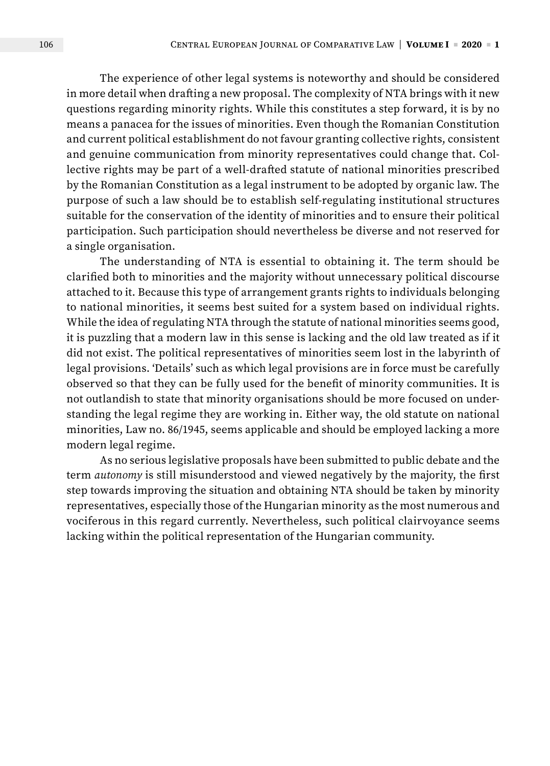The experience of other legal systems is noteworthy and should be considered in more detail when drafting a new proposal. The complexity of NTA brings with it new questions regarding minority rights. While this constitutes a step forward, it is by no means a panacea for the issues of minorities. Even though the Romanian Constitution and current political establishment do not favour granting collective rights, consistent and genuine communication from minority representatives could change that. Collective rights may be part of a well-drafted statute of national minorities prescribed by the Romanian Constitution as a legal instrument to be adopted by organic law. The purpose of such a law should be to establish self-regulating institutional structures suitable for the conservation of the identity of minorities and to ensure their political participation. Such participation should nevertheless be diverse and not reserved for a single organisation.

The understanding of NTA is essential to obtaining it. The term should be clarified both to minorities and the majority without unnecessary political discourse attached to it. Because this type of arrangement grants rights to individuals belonging to national minorities, it seems best suited for a system based on individual rights. While the idea of regulating NTA through the statute of national minorities seems good, it is puzzling that a modern law in this sense is lacking and the old law treated as if it did not exist. The political representatives of minorities seem lost in the labyrinth of legal provisions. 'Details' such as which legal provisions are in force must be carefully observed so that they can be fully used for the benefit of minority communities. It is not outlandish to state that minority organisations should be more focused on understanding the legal regime they are working in. Either way, the old statute on national minorities, Law no. 86/1945, seems applicable and should be employed lacking a more modern legal regime.

As no serious legislative proposals have been submitted to public debate and the term *autonomy* is still misunderstood and viewed negatively by the majority, the first step towards improving the situation and obtaining NTA should be taken by minority representatives, especially those of the Hungarian minority as the most numerous and vociferous in this regard currently. Nevertheless, such political clairvoyance seems lacking within the political representation of the Hungarian community.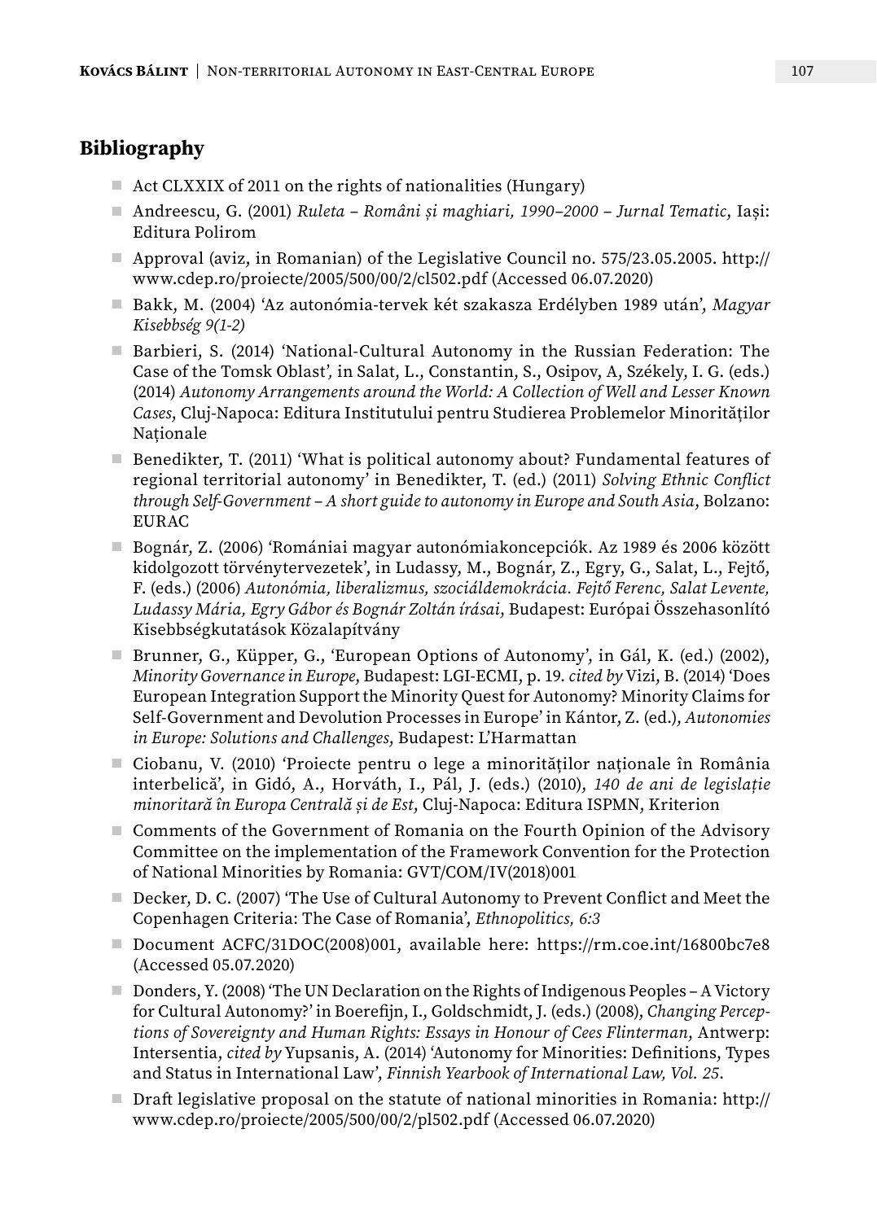## Bibliography

- Act CLXXIX of 2011 on the rights of nationalities (Hungary)
- Andreescu, G. (2001) *Ruleta – Români și maghiari, 1990–2000 – Jurnal Tematic*, Iași: Editura Polirom
- Approval (aviz, in Romanian) of the Legislative Council no. 575/23.05.2005. http://www.cdep.ro/proiecte/2005/500/00/2/cl502.pdf (Accessed 06.07.2020)
- Bakk, M. (2004) 'Az autonómia-tervek két szakasza Erdélyben 1989 után', *Magyar Kisebbség 9(1-2)*
- Barbieri, S. (2014) 'National-Cultural Autonomy in the Russian Federation: The Case of the Tomsk Oblast', in Salat, L., Constantin, S., Osipov, A, Székely, I. G. (eds.) (2014) *Autonomy Arrangements around the World: A Collection of Well and Lesser Known Cases*, Cluj-Napoca: Editura Institutului pentru Studierea Problemelor Minorităților Naționale
- Benedikter, T. (2011) 'What is political autonomy about? Fundamental features of regional territorial autonomy' in Benedikter, T. (ed.) (2011) *Solving Ethnic Conflict through Self-Government – A short guide to autonomy in Europe and South Asia*, Bolzano: EURAC
- Bognár, Z. (2006) 'Romániai magyar autonómiakoncepciók. Az 1989 és 2006 között kidolgozott törvénytervezetek', in Ludassy, M., Bognár, Z., Egry, G., Salat, L., Fejtő, F. (eds.) (2006) *Autonómia, liberalizmus, szociáldemokrácia. Fejtő Ferenc, Salat Levente, Ludassy Mária, Egry Gábor és Bognár Zoltán írásai*, Budapest: Európai Összehasonlító Kisebbségkutatások Közalapítvány
- Brunner, G., Küpper, G., 'European Options of Autonomy', in Gál, K. (ed.) (2002), *Minority Governance in Europe*, Budapest: LGI-ECMI, p. 19. *cited by* Vizi, B. (2014) 'Does European Integration Support the Minority Quest for Autonomy? Minority Claims for Self-Government and Devolution Processes in Europe' in Kántor, Z. (ed.), *Autonomies in Europe: Solutions and Challenges*, Budapest: L'Harmattan
- Ciobanu, V. (2010) 'Proiecte pentru o lege a minorităților naționale în România interbelică', in Gidó, A., Horváth, I., Pál, J. (eds.) (2010), *140 de ani de legislație minoritară în Europa Centrală și de Est*, Cluj-Napoca: Editura ISPMN, Kriterion
- Comments of the Government of Romania on the Fourth Opinion of the Advisory Committee on the implementation of the Framework Convention for the Protection of National Minorities by Romania: GVT/COM/IV(2018)001
- Decker, D. C. (2007) 'The Use of Cultural Autonomy to Prevent Conflict and Meet the Copenhagen Criteria: The Case of Romania', *Ethnopolitics, 6:3*
- Document ACFC/31DOC(2008)001, available here: https://rm.coe.int/16800bc7e8 (Accessed 05.07.2020)
- Donders, Y. (2008) 'The UN Declaration on the Rights of Indigenous Peoples – A Victory for Cultural Autonomy?' in Boerefijn, I., Goldschmidt, J. (eds.) (2008), *Changing Perceptions of Sovereignty and Human Rights: Essays in Honour of Cees Flinterman*, Antwerp: Intersentia, *cited by* Yupsanis, A. (2014) 'Autonomy for Minorities: Definitions, Types and Status in International Law', *Finnish Yearbook of International Law, Vol. 25*.
- Draft legislative proposal on the statute of national minorities in Romania: http://www.cdep.ro/proiecte/2005/500/00/2/pl502.pdf (Accessed 06.07.2020)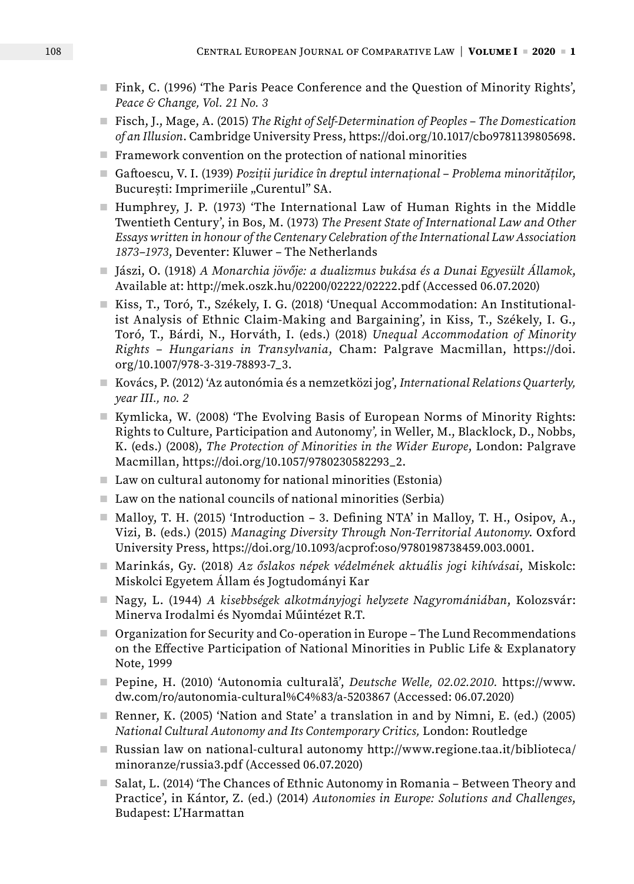- Fink, C. (1996) 'The Paris Peace Conference and the Question of Minority Rights', *Peace & Change, Vol. 21 No. 3*
- Fisch, J., Mage, A. (2015) *The Right of Self-Determination of Peoples – The Domestication of an Illusion*. Cambridge University Press, https://doi.org/10.1017/cbo9781139805698.
- Framework convention on the protection of national minorities
- Gaftoescu, V. I. (1939) *Poziții juridice în dreptul internațional – Problema minorităților,* București: Imprimeriile „Curentul" SA.
- Humphrey, J. P. (1973) 'The International Law of Human Rights in the Middle Twentieth Century', in Bos, M. (1973) *The Present State of International Law and Other Essays written in honour of the Centenary Celebration of the International Law Association 1873–1973*, Deventer: Kluwer – The Netherlands
- Jászi, O. (1918) *A Monarchia jövője: a dualizmus bukása és a Dunai Egyesült Államok,* Available at: http://mek.oszk.hu/02200/02222/02222.pdf (Accessed 06.07.2020)
- Kiss, T., Toró, T., Székely, I. G. (2018) 'Unequal Accommodation: An Institutionalist Analysis of Ethnic Claim-Making and Bargaining', in Kiss, T., Székely, I. G., Toró, T., Bárdi, N., Horváth, I. (eds.) (2018) *Unequal Accommodation of Minority Rights – Hungarians in Transylvania*, Cham: Palgrave Macmillan, https://doi.org/10.1007/978-3-319-78893-7_3.
- Kovács, P. (2012) 'Az autonómia és a nemzetközi jog', *International Relations Quarterly, year III., no. 2*
- Kymlicka, W. (2008) 'The Evolving Basis of European Norms of Minority Rights: Rights to Culture, Participation and Autonomy', in Weller, M., Blacklock, D., Nobbs, K. (eds.) (2008), *The Protection of Minorities in the Wider Europe*, London: Palgrave Macmillan, https://doi.org/10.1057/9780230582293_2.
- Law on cultural autonomy for national minorities (Estonia)
- Law on the national councils of national minorities (Serbia)
- Malloy, T. H. (2015) 'Introduction – 3. Defining NTA' in Malloy, T. H., Osipov, A., Vizi, B. (eds.) (2015) *Managing Diversity Through Non-Territorial Autonomy*. Oxford University Press, https://doi.org/10.1093/acprof:oso/9780198738459.003.0001.
- Marinkás, Gy. (2018) *Az őslakos népek védelmének aktuális jogi kihívásai,* Miskolc: Miskolci Egyetem Állam és Jogtudományi Kar
- Nagy, L. (1944) *A kisebbségek alkotmányjogi helyzete Nagyromániában*, Kolozsvár: Minerva Irodalmi és Nyomdai Műintézet R.T.
- Organization for Security and Co-operation in Europe – The Lund Recommendations on the Effective Participation of National Minorities in Public Life & Explanatory Note, 1999
- Pepine, H. (2010) 'Autonomia culturală', *Deutsche Welle, 02.02.2010.* https://www.dw.com/ro/autonomia-cultural%C4%83/a-5203867 (Accessed: 06.07.2020)
- Renner, K. (2005) 'Nation and State' a translation in and by Nimni, E. (ed.) (2005) *National Cultural Autonomy and Its Contemporary Critics,* London: Routledge
- Russian law on national-cultural autonomy http://www.regione.taa.it/biblioteca/minoranze/russia3.pdf (Accessed 06.07.2020)
- Salat, L. (2014) 'The Chances of Ethnic Autonomy in Romania – Between Theory and Practice', in Kántor, Z. (ed.) (2014) *Autonomies in Europe: Solutions and Challenges,* Budapest: L'Harmattan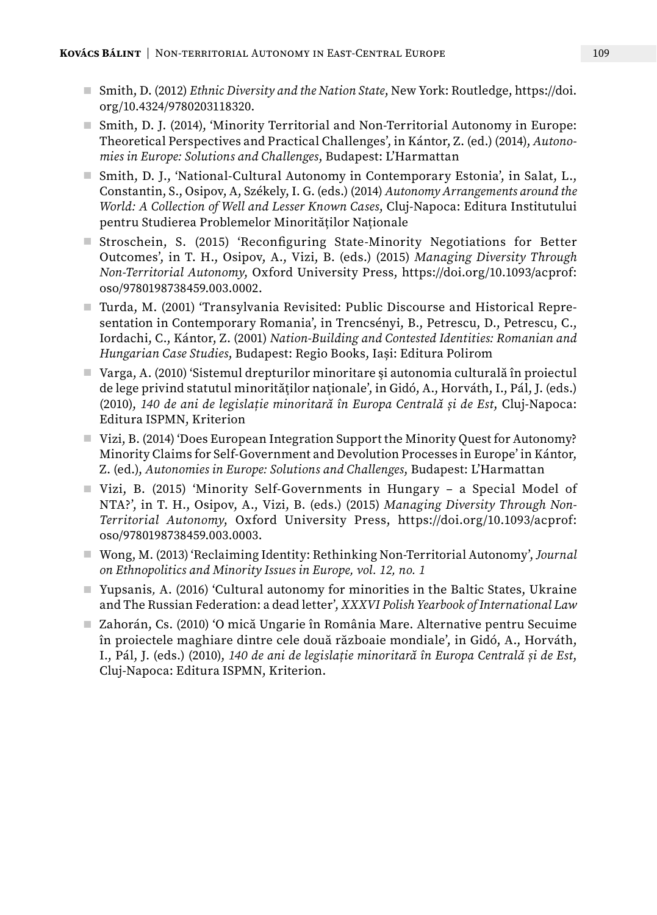- Smith, D. (2012) *Ethnic Diversity and the Nation State*, New York: Routledge, https://doi.org/10.4324/9780203118320.
- Smith, D. J. (2014), 'Minority Territorial and Non-Territorial Autonomy in Europe: Theoretical Perspectives and Practical Challenges', in Kántor, Z. (ed.) (2014), *Autonomies in Europe: Solutions and Challenges*, Budapest: L'Harmattan
- Smith, D. J., 'National-Cultural Autonomy in Contemporary Estonia', in Salat, L., Constantin, S., Osipov, A, Székely, I. G. (eds.) (2014) *Autonomy Arrangements around the World: A Collection of Well and Lesser Known Cases*, Cluj-Napoca: Editura Institutului pentru Studierea Problemelor Minorităților Naționale
- Stroschein, S. (2015) 'Reconfiguring State-Minority Negotiations for Better Outcomes', in T. H., Osipov, A., Vizi, B. (eds.) (2015) *Managing Diversity Through Non-Territorial Autonomy,* Oxford University Press, https://doi.org/10.1093/acprof:oso/9780198738459.003.0002.
- Turda, M. (2001) 'Transylvania Revisited: Public Discourse and Historical Representation in Contemporary Romania', in Trencsényi, B., Petrescu, D., Petrescu, C., Iordachi, C., Kántor, Z. (2001) *Nation-Building and Contested Identities: Romanian and Hungarian Case Studies,* Budapest: Regio Books, Iași: Editura Polirom
- Varga, A. (2010) 'Sistemul drepturilor minoritare şi autonomia culturală în proiectul de lege privind statutul minorităţilor naţionale', in Gidó, A., Horváth, I., Pál, J. (eds.) (2010), *140 de ani de legislație minoritară în Europa Centrală și de Est,* Cluj-Napoca: Editura ISPMN, Kriterion
- Vizi, B. (2014) 'Does European Integration Support the Minority Quest for Autonomy? Minority Claims for Self-Government and Devolution Processes in Europe' in Kántor, Z. (ed.), *Autonomies in Europe: Solutions and Challenges,* Budapest: L'Harmattan
- Vizi, B. (2015) 'Minority Self-Governments in Hungary – a Special Model of NTA?', in T. H., Osipov, A., Vizi, B. (eds.) (2015) *Managing Diversity Through Non-Territorial Autonomy,* Oxford University Press, https://doi.org/10.1093/acprof:oso/9780198738459.003.0003.
- Wong, M. (2013) 'Reclaiming Identity: Rethinking Non-Territorial Autonomy', *Journal on Ethnopolitics and Minority Issues in Europe, vol. 12, no. 1*
- Yupsanis, A. (2016) 'Cultural autonomy for minorities in the Baltic States, Ukraine and The Russian Federation: a dead letter', *XXXVI Polish Yearbook of International Law*
- Zahorán, Cs. (2010) 'O mică Ungarie în România Mare. Alternative pentru Secuime în proiectele maghiare dintre cele două războaie mondiale', in Gidó, A., Horváth, I., Pál, J. (eds.) (2010), *140 de ani de legislație minoritară în Europa Centrală și de Est,* Cluj-Napoca: Editura ISPMN, Kriterion.